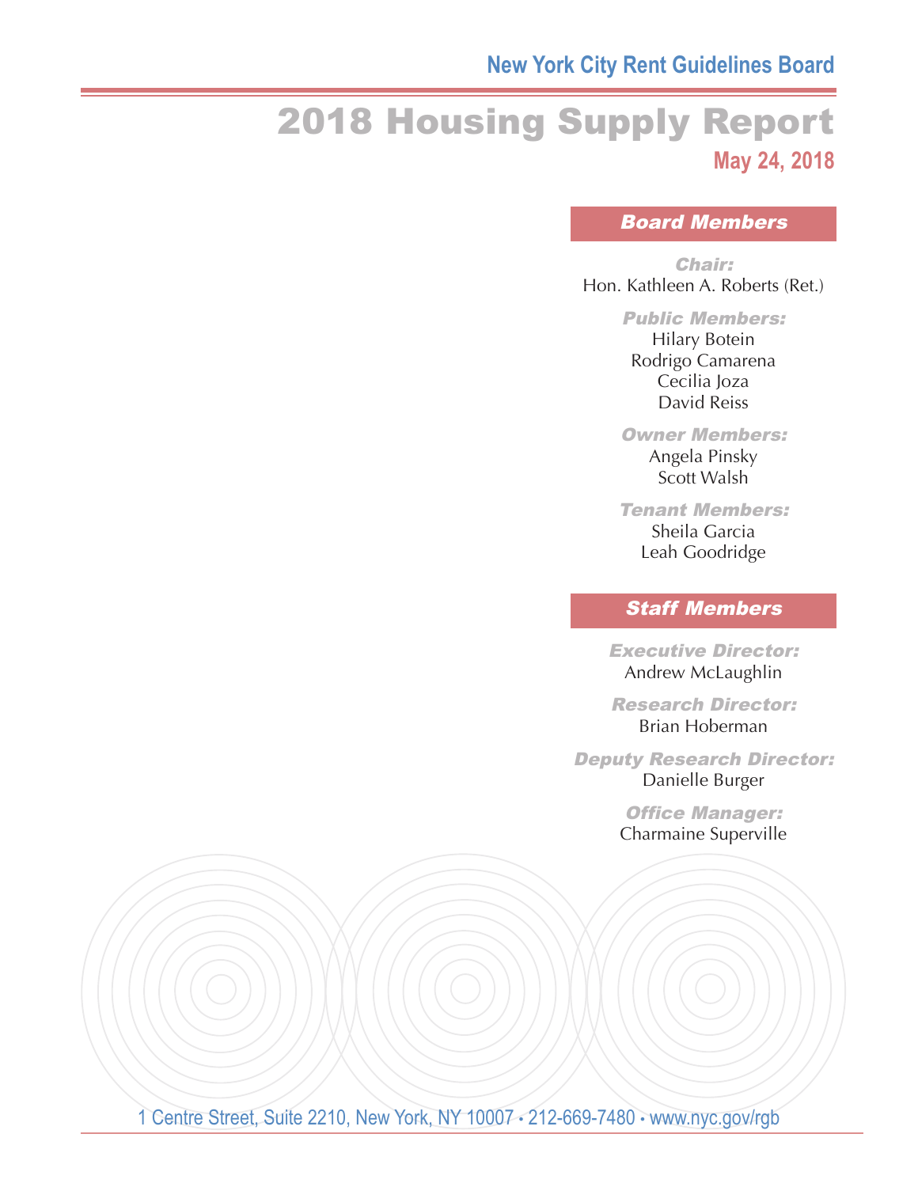New York City Rent Guidelines Board

# 2018 Housing Supply Report

May 24, 2018

## Board Members

***Chair:***
Hon. Kathleen A. Roberts (Ret.)

***Public Members:***
Hilary Botein
Rodrigo Camarena
Cecilia Joza
David Reiss

***Owner Members:***
Angela Pinsky
Scott Walsh

***Tenant Members:***
Sheila Garcia
Leah Goodridge

## Staff Members

***Executive Director:***
Andrew McLaughlin

***Research Director:***
Brian Hoberman

***Deputy Research Director:***
Danielle Burger

***Office Manager:***
Charmaine Superville

1 Centre Street, Suite 2210, New York, NY 10007 • 212-669-7480 • www.nyc.gov/rgb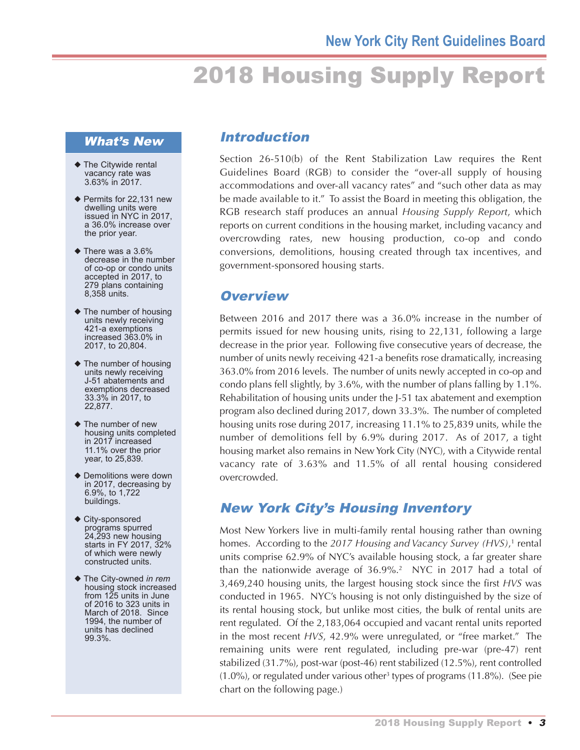# 2018 Housing Supply Report

## What's New

- The Citywide rental vacancy rate was 3.63% in 2017.
- Permits for 22,131 new dwelling units were issued in NYC in 2017, a 36.0% increase over the prior year.
- There was a 3.6% decrease in the number of co-op or condo units accepted in 2017, to 279 plans containing 8,358 units.
- The number of housing units newly receiving 421-a exemptions increased 363.0% in 2017, to 20,804.
- The number of housing units newly receiving J-51 abatements and exemptions decreased 33.3% in 2017, to 22,877.
- The number of new housing units completed in 2017 increased 11.1% over the prior year, to 25,839.
- Demolitions were down in 2017, decreasing by 6.9%, to 1,722 buildings.
- City-sponsored programs spurred 24,293 new housing starts in FY 2017, 32% of which were newly constructed units.
- The City-owned *in rem* housing stock increased from 125 units in June of 2016 to 323 units in March of 2018. Since 1994, the number of units has declined 99.3%.

## Introduction

Section 26-510(b) of the Rent Stabilization Law requires the Rent Guidelines Board (RGB) to consider the "over-all supply of housing accommodations and over-all vacancy rates" and "such other data as may be made available to it." To assist the Board in meeting this obligation, the RGB research staff produces an annual *Housing Supply Report*, which reports on current conditions in the housing market, including vacancy and overcrowding rates, new housing production, co-op and condo conversions, demolitions, housing created through tax incentives, and government-sponsored housing starts.

## Overview

Between 2016 and 2017 there was a 36.0% increase in the number of permits issued for new housing units, rising to 22,131, following a large decrease in the prior year. Following five consecutive years of decrease, the number of units newly receiving 421-a benefits rose dramatically, increasing 363.0% from 2016 levels. The number of units newly accepted in co-op and condo plans fell slightly, by 3.6%, with the number of plans falling by 1.1%. Rehabilitation of housing units under the J-51 tax abatement and exemption program also declined during 2017, down 33.3%. The number of completed housing units rose during 2017, increasing 11.1% to 25,839 units, while the number of demolitions fell by 6.9% during 2017. As of 2017, a tight housing market also remains in New York City (NYC), with a Citywide rental vacancy rate of 3.63% and 11.5% of all rental housing considered overcrowded.

## New York City's Housing Inventory

Most New Yorkers live in multi-family rental housing rather than owning homes. According to the *2017 Housing and Vacancy Survey (HVS)*,[1] rental units comprise 62.9% of NYC's available housing stock, a far greater share than the nationwide average of 36.9%.[2] NYC in 2017 had a total of 3,469,240 housing units, the largest housing stock since the first *HVS* was conducted in 1965. NYC's housing is not only distinguished by the size of its rental housing stock, but unlike most cities, the bulk of rental units are rent regulated. Of the 2,183,064 occupied and vacant rental units reported in the most recent *HVS*, 42.9% were unregulated, or "free market." The remaining units were rent regulated, including pre-war (pre-47) rent stabilized (31.7%), post-war (post-46) rent stabilized (12.5%), rent controlled (1.0%), or regulated under various other[3] types of programs (11.8%). (See pie chart on the following page.)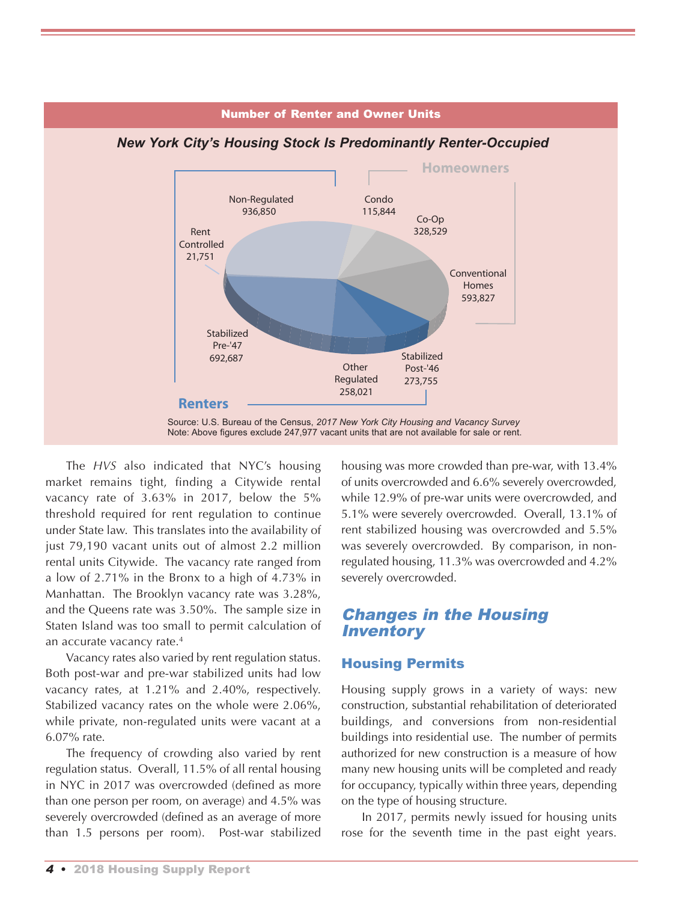**Number of Renter and Owner Units**

***New York City's Housing Stock Is Predominantly Renter-Occupied***

| Category | Type | Units |
|---|---|---|
| Renters | Non-Regulated | 936,850 |
| Renters | Rent Controlled | 21,751 |
| Renters | Stabilized Pre-'47 | 692,687 |
| Renters | Other Regulated | 258,021 |
| Renters | Stabilized Post-'46 | 273,755 |
| Homeowners | Condo | 115,844 |
| Homeowners | Co-Op | 328,529 |
| Homeowners | Conventional Homes | 593,827 |

Source: U.S. Bureau of the Census, *2017 New York City Housing and Vacancy Survey*
Note: Above figures exclude 247,977 vacant units that are not available for sale or rent.

The *HVS* also indicated that NYC's housing market remains tight, finding a Citywide rental vacancy rate of 3.63% in 2017, below the 5% threshold required for rent regulation to continue under State law. This translates into the availability of just 79,190 vacant units out of almost 2.2 million rental units Citywide. The vacancy rate ranged from a low of 2.71% in the Bronx to a high of 4.73% in Manhattan. The Brooklyn vacancy rate was 3.28%, and the Queens rate was 3.50%. The sample size in Staten Island was too small to permit calculation of an accurate vacancy rate.[4]

Vacancy rates also varied by rent regulation status. Both post-war and pre-war stabilized units had low vacancy rates, at 1.21% and 2.40%, respectively. Stabilized vacancy rates on the whole were 2.06%, while private, non-regulated units were vacant at a 6.07% rate.

The frequency of crowding also varied by rent regulation status. Overall, 11.5% of all rental housing in NYC in 2017 was overcrowded (defined as more than one person per room, on average) and 4.5% was severely overcrowded (defined as an average of more than 1.5 persons per room). Post-war stabilized housing was more crowded than pre-war, with 13.4% of units overcrowded and 6.6% severely overcrowded, while 12.9% of pre-war units were overcrowded, and 5.1% were severely overcrowded. Overall, 13.1% of rent stabilized housing was overcrowded and 5.5% was severely overcrowded. By comparison, in non-regulated housing, 11.3% was overcrowded and 4.2% severely overcrowded.

## *Changes in the Housing Inventory*

### Housing Permits

Housing supply grows in a variety of ways: new construction, substantial rehabilitation of deteriorated buildings, and conversions from non-residential buildings into residential use. The number of permits authorized for new construction is a measure of how many new housing units will be completed and ready for occupancy, typically within three years, depending on the type of housing structure.

In 2017, permits newly issued for housing units rose for the seventh time in the past eight years.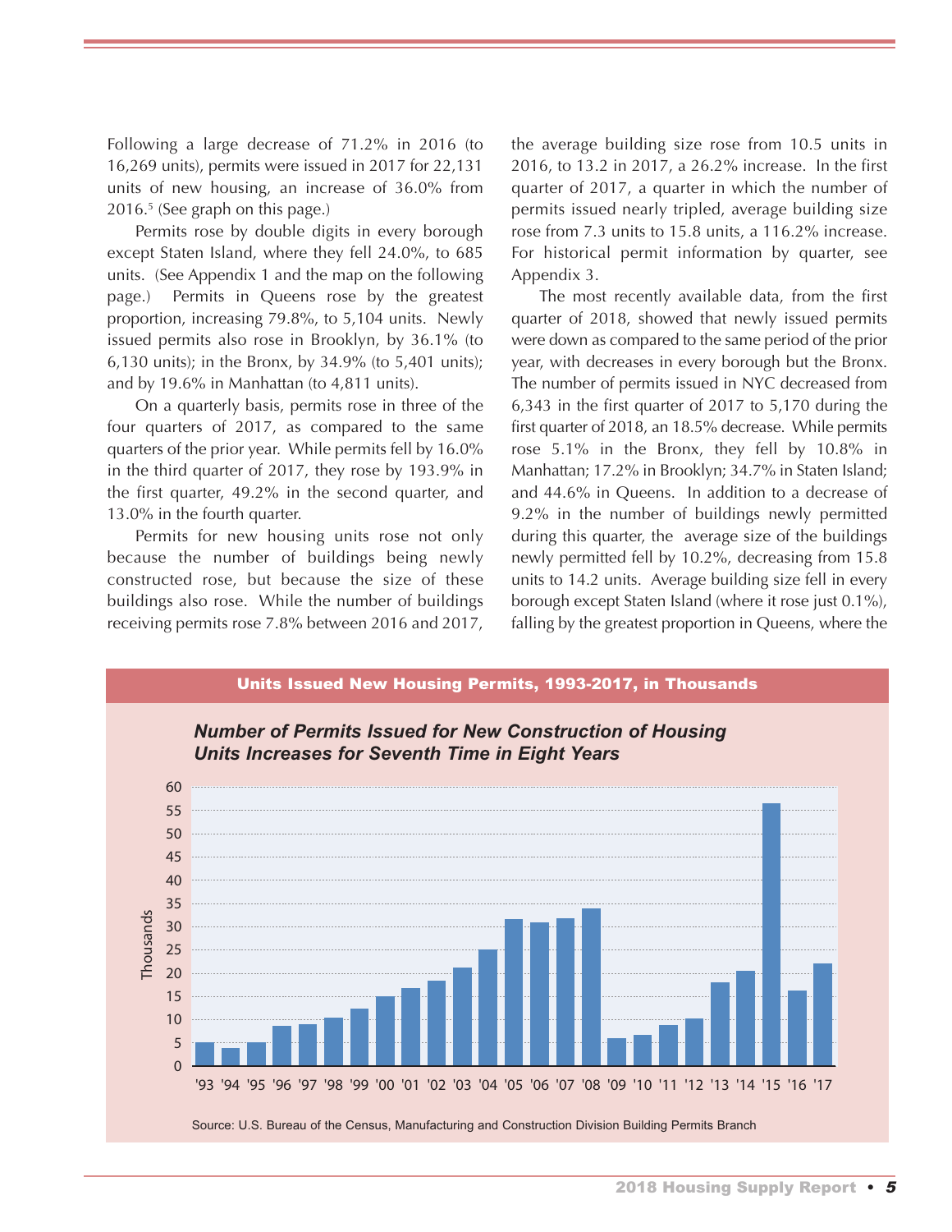Following a large decrease of 71.2% in 2016 (to 16,269 units), permits were issued in 2017 for 22,131 units of new housing, an increase of 36.0% from 2016.[5] (See graph on this page.)

Permits rose by double digits in every borough except Staten Island, where they fell 24.0%, to 685 units. (See Appendix 1 and the map on the following page.) Permits in Queens rose by the greatest proportion, increasing 79.8%, to 5,104 units. Newly issued permits also rose in Brooklyn, by 36.1% (to 6,130 units); in the Bronx, by 34.9% (to 5,401 units); and by 19.6% in Manhattan (to 4,811 units).

On a quarterly basis, permits rose in three of the four quarters of 2017, as compared to the same quarters of the prior year. While permits fell by 16.0% in the third quarter of 2017, they rose by 193.9% in the first quarter, 49.2% in the second quarter, and 13.0% in the fourth quarter.

Permits for new housing units rose not only because the number of buildings being newly constructed rose, but because the size of these buildings also rose. While the number of buildings receiving permits rose 7.8% between 2016 and 2017, the average building size rose from 10.5 units in 2016, to 13.2 in 2017, a 26.2% increase. In the first quarter of 2017, a quarter in which the number of permits issued nearly tripled, average building size rose from 7.3 units to 15.8 units, a 116.2% increase. For historical permit information by quarter, see Appendix 3.

The most recently available data, from the first quarter of 2018, showed that newly issued permits were down as compared to the same period of the prior year, with decreases in every borough but the Bronx. The number of permits issued in NYC decreased from 6,343 in the first quarter of 2017 to 5,170 during the first quarter of 2018, an 18.5% decrease. While permits rose 5.1% in the Bronx, they fell by 10.8% in Manhattan; 17.2% in Brooklyn; 34.7% in Staten Island; and 44.6% in Queens. In addition to a decrease of 9.2% in the number of buildings newly permitted during this quarter, the average size of the buildings newly permitted fell by 10.2%, decreasing from 15.8 units to 14.2 units. Average building size fell in every borough except Staten Island (where it rose just 0.1%), falling by the greatest proportion in Queens, where the

**Units Issued New Housing Permits, 1993-2017, in Thousands**

***Number of Permits Issued for New Construction of Housing Units Increases for Seventh Time in Eight Years***

Source: U.S. Bureau of the Census, Manufacturing and Construction Division Building Permits Branch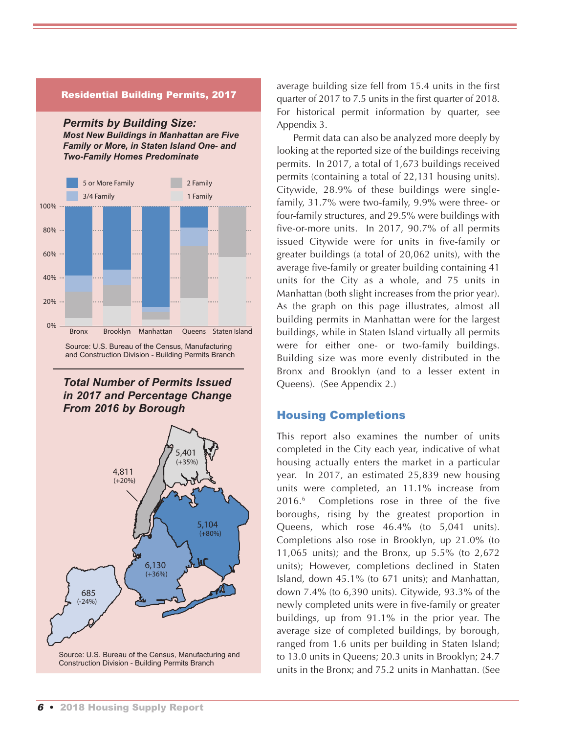## Residential Building Permits, 2017

### *Permits by Building Size:*

***Most New Buildings in Manhattan are Five Family or More, in Staten Island One- and Two-Family Homes Predominate***

5 or More Family | 3/4 Family | 2 Family | 1 Family

100% | 80% | 60% | 40% | 20% | 0%

Bronx | Brooklyn | Manhattan | Queens | Staten Island

Source: U.S. Bureau of the Census, Manufacturing and Construction Division - Building Permits Branch

### *Total Number of Permits Issued in 2017 and Percentage Change From 2016 by Borough*

5,401 (+35%)

4,811 (+20%)

5,104 (+80%)

6,130 (+36%)

685 (-24%)

Source: U.S. Bureau of the Census, Manufacturing and Construction Division - Building Permits Branch

average building size fell from 15.4 units in the first quarter of 2017 to 7.5 units in the first quarter of 2018. For historical permit information by quarter, see Appendix 3.

Permit data can also be analyzed more deeply by looking at the reported size of the buildings receiving permits. In 2017, a total of 1,673 buildings received permits (containing a total of 22,131 housing units). Citywide, 28.9% of these buildings were single-family, 31.7% were two-family, 9.9% were three- or four-family structures, and 29.5% were buildings with five-or-more units. In 2017, 90.7% of all permits issued Citywide were for units in five-family or greater buildings (a total of 20,062 units), with the average five-family or greater building containing 41 units for the City as a whole, and 75 units in Manhattan (both slight increases from the prior year). As the graph on this page illustrates, almost all building permits in Manhattan were for the largest buildings, while in Staten Island virtually all permits were for either one- or two-family buildings. Building size was more evenly distributed in the Bronx and Brooklyn (and to a lesser extent in Queens). (See Appendix 2.)

## Housing Completions

This report also examines the number of units completed in the City each year, indicative of what housing actually enters the market in a particular year. In 2017, an estimated 25,839 new housing units were completed, an 11.1% increase from 2016.[6] Completions rose in three of the five boroughs, rising by the greatest proportion in Queens, which rose 46.4% (to 5,041 units). Completions also rose in Brooklyn, up 21.0% (to 11,065 units); and the Bronx, up 5.5% (to 2,672 units); However, completions declined in Staten Island, down 45.1% (to 671 units); and Manhattan, down 7.4% (to 6,390 units). Citywide, 93.3% of the newly completed units were in five-family or greater buildings, up from 91.1% in the prior year. The average size of completed buildings, by borough, ranged from 1.6 units per building in Staten Island; to 13.0 units in Queens; 20.3 units in Brooklyn; 24.7 units in the Bronx; and 75.2 units in Manhattan. (See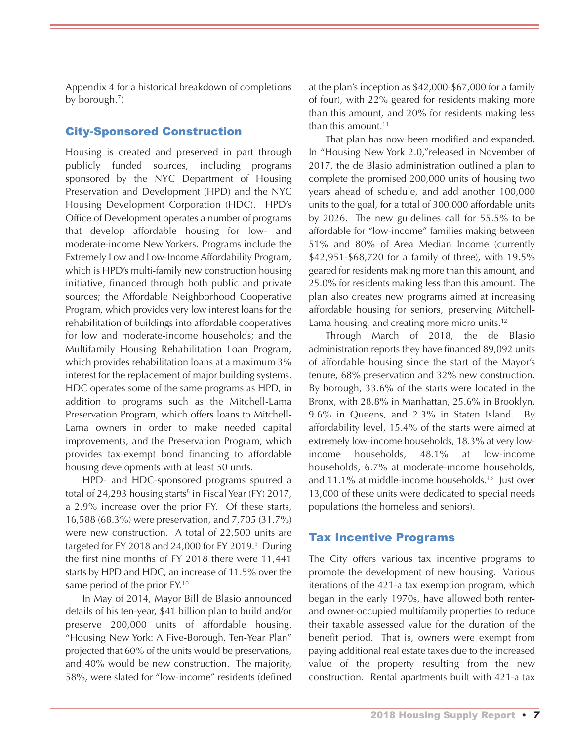Appendix 4 for a historical breakdown of completions by borough.[7])

## City-Sponsored Construction

Housing is created and preserved in part through publicly funded sources, including programs sponsored by the NYC Department of Housing Preservation and Development (HPD) and the NYC Housing Development Corporation (HDC). HPD's Office of Development operates a number of programs that develop affordable housing for low- and moderate-income New Yorkers. Programs include the Extremely Low and Low-Income Affordability Program, which is HPD's multi-family new construction housing initiative, financed through both public and private sources; the Affordable Neighborhood Cooperative Program, which provides very low interest loans for the rehabilitation of buildings into affordable cooperatives for low and moderate-income households; and the Multifamily Housing Rehabilitation Loan Program, which provides rehabilitation loans at a maximum 3% interest for the replacement of major building systems. HDC operates some of the same programs as HPD, in addition to programs such as the Mitchell-Lama Preservation Program, which offers loans to Mitchell-Lama owners in order to make needed capital improvements, and the Preservation Program, which provides tax-exempt bond financing to affordable housing developments with at least 50 units.

HPD- and HDC-sponsored programs spurred a total of 24,293 housing starts[8] in Fiscal Year (FY) 2017, a 2.9% increase over the prior FY. Of these starts, 16,588 (68.3%) were preservation, and 7,705 (31.7%) were new construction. A total of 22,500 units are targeted for FY 2018 and 24,000 for FY 2019.[9] During the first nine months of FY 2018 there were 11,441 starts by HPD and HDC, an increase of 11.5% over the same period of the prior FY.[10]

In May of 2014, Mayor Bill de Blasio announced details of his ten-year, $41 billion plan to build and/or preserve 200,000 units of affordable housing. "Housing New York: A Five-Borough, Ten-Year Plan" projected that 60% of the units would be preservations, and 40% would be new construction. The majority, 58%, were slated for "low-income" residents (defined at the plan's inception as $42,000-$67,000 for a family of four), with 22% geared for residents making more than this amount, and 20% for residents making less than this amount.[11]

That plan has now been modified and expanded. In "Housing New York 2.0," released in November of 2017, the de Blasio administration outlined a plan to complete the promised 200,000 units of housing two years ahead of schedule, and add another 100,000 units to the goal, for a total of 300,000 affordable units by 2026. The new guidelines call for 55.5% to be affordable for "low-income" families making between 51% and 80% of Area Median Income (currently $42,951-$68,720 for a family of three), with 19.5% geared for residents making more than this amount, and 25.0% for residents making less than this amount. The plan also creates new programs aimed at increasing affordable housing for seniors, preserving Mitchell-Lama housing, and creating more micro units.[12]

Through March of 2018, the de Blasio administration reports they have financed 89,092 units of affordable housing since the start of the Mayor's tenure, 68% preservation and 32% new construction. By borough, 33.6% of the starts were located in the Bronx, with 28.8% in Manhattan, 25.6% in Brooklyn, 9.6% in Queens, and 2.3% in Staten Island. By affordability level, 15.4% of the starts were aimed at extremely low-income households, 18.3% at very low-income households, 48.1% at low-income households, 6.7% at moderate-income households, and 11.1% at middle-income households.[13] Just over 13,000 of these units were dedicated to special needs populations (the homeless and seniors).

## Tax Incentive Programs

The City offers various tax incentive programs to promote the development of new housing. Various iterations of the 421-a tax exemption program, which began in the early 1970s, have allowed both renter- and owner-occupied multifamily properties to reduce their taxable assessed value for the duration of the benefit period. That is, owners were exempt from paying additional real estate taxes due to the increased value of the property resulting from the new construction. Rental apartments built with 421-a tax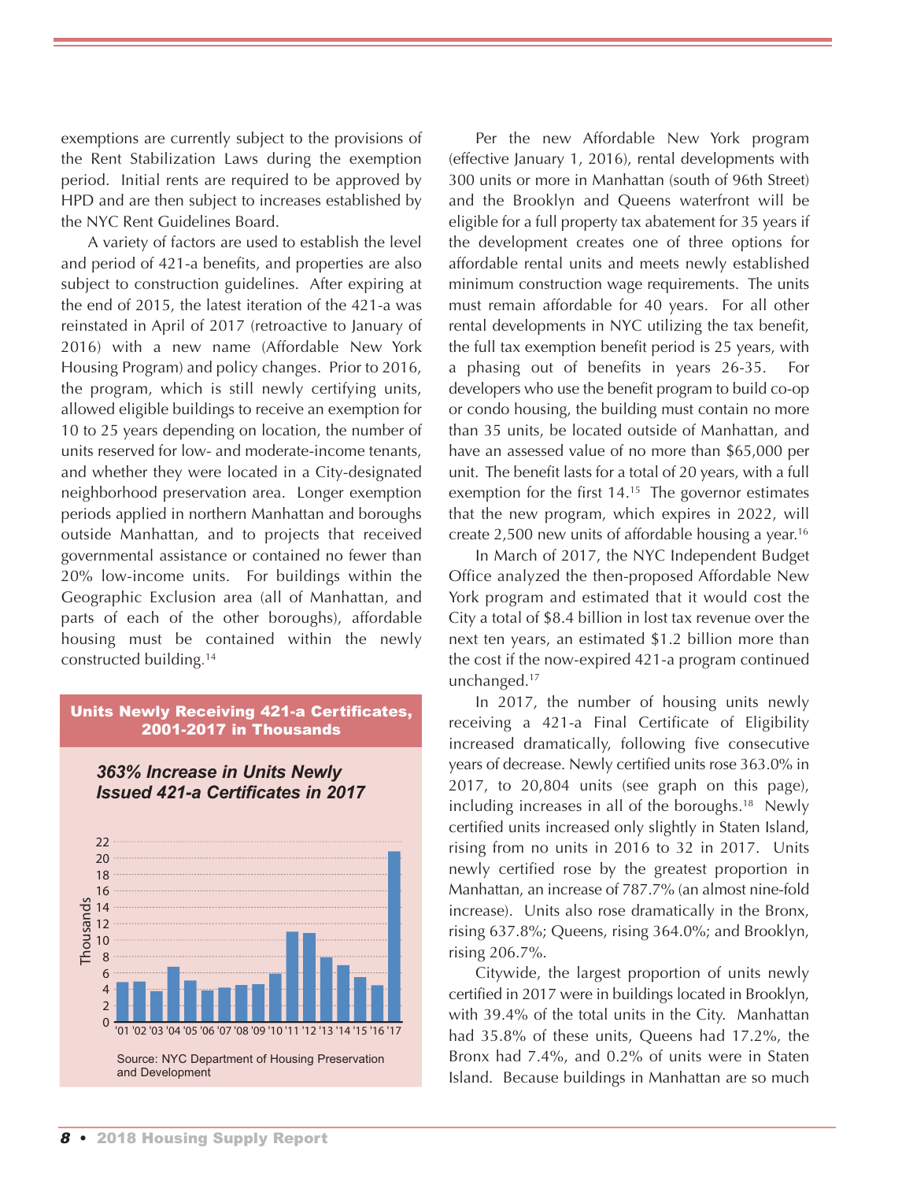exemptions are currently subject to the provisions of the Rent Stabilization Laws during the exemption period. Initial rents are required to be approved by HPD and are then subject to increases established by the NYC Rent Guidelines Board.

A variety of factors are used to establish the level and period of 421-a benefits, and properties are also subject to construction guidelines. After expiring at the end of 2015, the latest iteration of the 421-a was reinstated in April of 2017 (retroactive to January of 2016) with a new name (Affordable New York Housing Program) and policy changes. Prior to 2016, the program, which is still newly certifying units, allowed eligible buildings to receive an exemption for 10 to 25 years depending on location, the number of units reserved for low- and moderate-income tenants, and whether they were located in a City-designated neighborhood preservation area. Longer exemption periods applied in northern Manhattan and boroughs outside Manhattan, and to projects that received governmental assistance or contained no fewer than 20% low-income units. For buildings within the Geographic Exclusion area (all of Manhattan, and parts of each of the other boroughs), affordable housing must be contained within the newly constructed building.[14]

**Units Newly Receiving 421-a Certificates, 2001-2017 in Thousands**

***363% Increase in Units Newly Issued 421-a Certificates in 2017***

Source: NYC Department of Housing Preservation and Development

Per the new Affordable New York program (effective January 1, 2016), rental developments with 300 units or more in Manhattan (south of 96th Street) and the Brooklyn and Queens waterfront will be eligible for a full property tax abatement for 35 years if the development creates one of three options for affordable rental units and meets newly established minimum construction wage requirements. The units must remain affordable for 40 years. For all other rental developments in NYC utilizing the tax benefit, the full tax exemption benefit period is 25 years, with a phasing out of benefits in years 26-35. For developers who use the benefit program to build co-op or condo housing, the building must contain no more than 35 units, be located outside of Manhattan, and have an assessed value of no more than $65,000 per unit. The benefit lasts for a total of 20 years, with a full exemption for the first 14.[15] The governor estimates that the new program, which expires in 2022, will create 2,500 new units of affordable housing a year.[16]

In March of 2017, the NYC Independent Budget Office analyzed the then-proposed Affordable New York program and estimated that it would cost the City a total of $8.4 billion in lost tax revenue over the next ten years, an estimated $1.2 billion more than the cost if the now-expired 421-a program continued unchanged.[17]

In 2017, the number of housing units newly receiving a 421-a Final Certificate of Eligibility increased dramatically, following five consecutive years of decrease. Newly certified units rose 363.0% in 2017, to 20,804 units (see graph on this page), including increases in all of the boroughs.[18] Newly certified units increased only slightly in Staten Island, rising from no units in 2016 to 32 in 2017. Units newly certified rose by the greatest proportion in Manhattan, an increase of 787.7% (an almost nine-fold increase). Units also rose dramatically in the Bronx, rising 637.8%; Queens, rising 364.0%; and Brooklyn, rising 206.7%.

Citywide, the largest proportion of units newly certified in 2017 were in buildings located in Brooklyn, with 39.4% of the total units in the City. Manhattan had 35.8% of these units, Queens had 17.2%, the Bronx had 7.4%, and 0.2% of units were in Staten Island. Because buildings in Manhattan are so much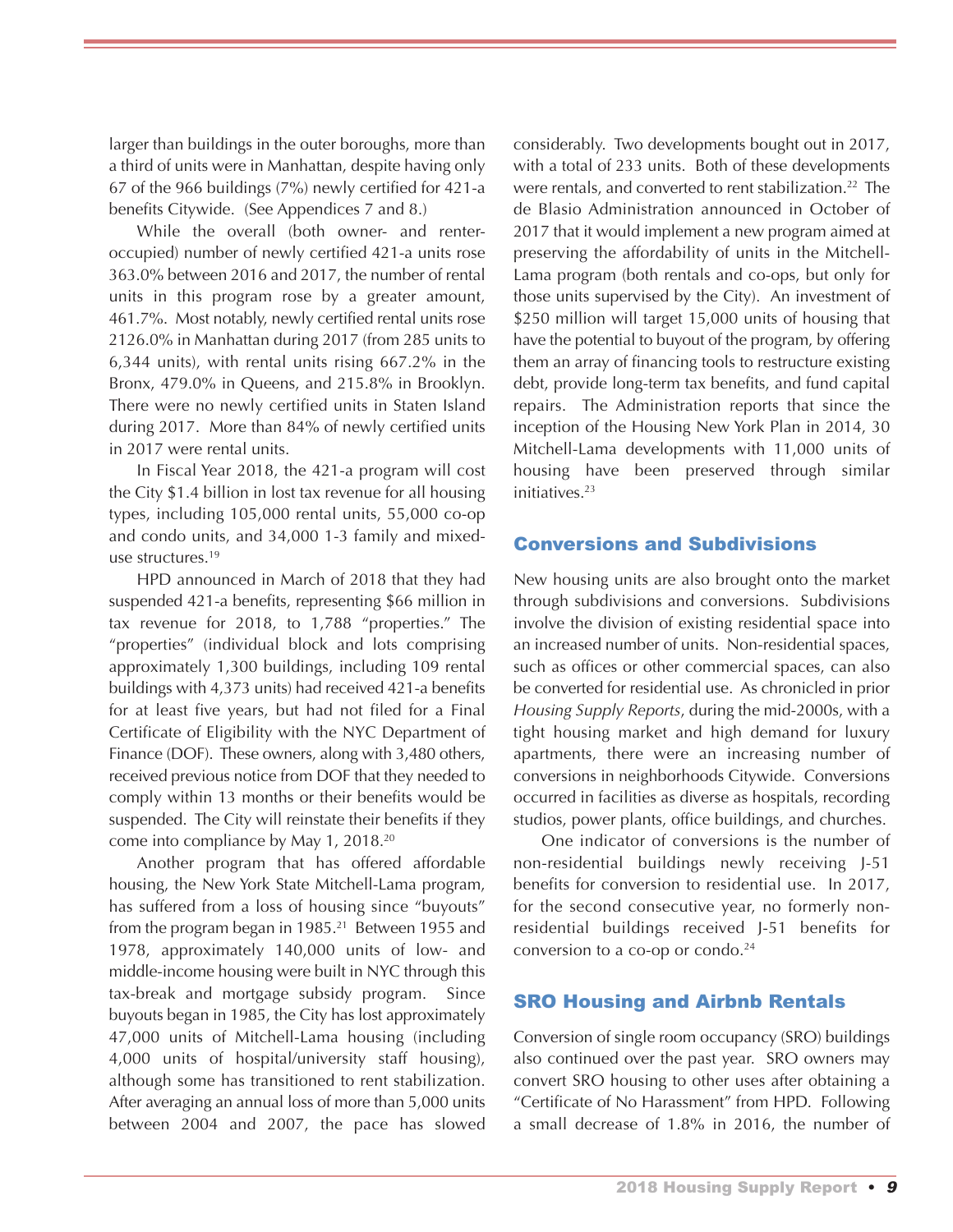larger than buildings in the outer boroughs, more than a third of units were in Manhattan, despite having only 67 of the 966 buildings (7%) newly certified for 421-a benefits Citywide. (See Appendices 7 and 8.)

While the overall (both owner- and renter-occupied) number of newly certified 421-a units rose 363.0% between 2016 and 2017, the number of rental units in this program rose by a greater amount, 461.7%. Most notably, newly certified rental units rose 2126.0% in Manhattan during 2017 (from 285 units to 6,344 units), with rental units rising 667.2% in the Bronx, 479.0% in Queens, and 215.8% in Brooklyn. There were no newly certified units in Staten Island during 2017. More than 84% of newly certified units in 2017 were rental units.

In Fiscal Year 2018, the 421-a program will cost the City $1.4 billion in lost tax revenue for all housing types, including 105,000 rental units, 55,000 co-op and condo units, and 34,000 1-3 family and mixed-use structures.[19]

HPD announced in March of 2018 that they had suspended 421-a benefits, representing $66 million in tax revenue for 2018, to 1,788 "properties." The "properties" (individual block and lots comprising approximately 1,300 buildings, including 109 rental buildings with 4,373 units) had received 421-a benefits for at least five years, but had not filed for a Final Certificate of Eligibility with the NYC Department of Finance (DOF). These owners, along with 3,480 others, received previous notice from DOF that they needed to comply within 13 months or their benefits would be suspended. The City will reinstate their benefits if they come into compliance by May 1, 2018.[20]

Another program that has offered affordable housing, the New York State Mitchell-Lama program, has suffered from a loss of housing since "buyouts" from the program began in 1985.[21] Between 1955 and 1978, approximately 140,000 units of low- and middle-income housing were built in NYC through this tax-break and mortgage subsidy program. Since buyouts began in 1985, the City has lost approximately 47,000 units of Mitchell-Lama housing (including 4,000 units of hospital/university staff housing), although some has transitioned to rent stabilization. After averaging an annual loss of more than 5,000 units between 2004 and 2007, the pace has slowed considerably. Two developments bought out in 2017, with a total of 233 units. Both of these developments were rentals, and converted to rent stabilization.[22] The de Blasio Administration announced in October of 2017 that it would implement a new program aimed at preserving the affordability of units in the Mitchell-Lama program (both rentals and co-ops, but only for those units supervised by the City). An investment of $250 million will target 15,000 units of housing that have the potential to buyout of the program, by offering them an array of financing tools to restructure existing debt, provide long-term tax benefits, and fund capital repairs. The Administration reports that since the inception of the Housing New York Plan in 2014, 30 Mitchell-Lama developments with 11,000 units of housing have been preserved through similar initiatives.[23]

## Conversions and Subdivisions

New housing units are also brought onto the market through subdivisions and conversions. Subdivisions involve the division of existing residential space into an increased number of units. Non-residential spaces, such as offices or other commercial spaces, can also be converted for residential use. As chronicled in prior *Housing Supply Reports*, during the mid-2000s, with a tight housing market and high demand for luxury apartments, there were an increasing number of conversions in neighborhoods Citywide. Conversions occurred in facilities as diverse as hospitals, recording studios, power plants, office buildings, and churches.

One indicator of conversions is the number of non-residential buildings newly receiving J-51 benefits for conversion to residential use. In 2017, for the second consecutive year, no formerly non-residential buildings received J-51 benefits for conversion to a co-op or condo.[24]

## SRO Housing and Airbnb Rentals

Conversion of single room occupancy (SRO) buildings also continued over the past year. SRO owners may convert SRO housing to other uses after obtaining a "Certificate of No Harassment" from HPD. Following a small decrease of 1.8% in 2016, the number of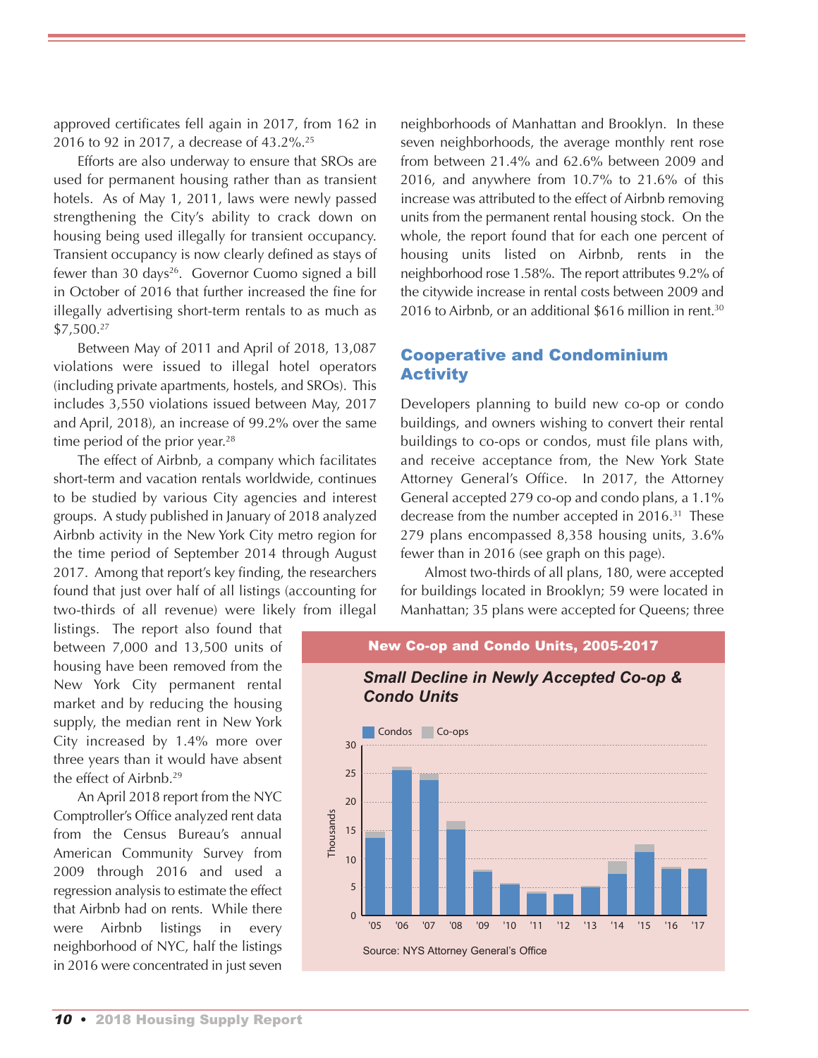approved certificates fell again in 2017, from 162 in 2016 to 92 in 2017, a decrease of 43.2%.[25]

Efforts are also underway to ensure that SROs are used for permanent housing rather than as transient hotels. As of May 1, 2011, laws were newly passed strengthening the City's ability to crack down on housing being used illegally for transient occupancy. Transient occupancy is now clearly defined as stays of fewer than 30 days[26]. Governor Cuomo signed a bill in October of 2016 that further increased the fine for illegally advertising short-term rentals to as much as $7,500.[27]

Between May of 2011 and April of 2018, 13,087 violations were issued to illegal hotel operators (including private apartments, hostels, and SROs). This includes 3,550 violations issued between May, 2017 and April, 2018), an increase of 99.2% over the same time period of the prior year.[28]

The effect of Airbnb, a company which facilitates short-term and vacation rentals worldwide, continues to be studied by various City agencies and interest groups. A study published in January of 2018 analyzed Airbnb activity in the New York City metro region for the time period of September 2014 through August 2017. Among that report's key finding, the researchers found that just over half of all listings (accounting for two-thirds of all revenue) were likely from illegal listings. The report also found that between 7,000 and 13,500 units of housing have been removed from the New York City permanent rental market and by reducing the housing supply, the median rent in New York City increased by 1.4% more over three years than it would have absent the effect of Airbnb.[29]

An April 2018 report from the NYC Comptroller's Office analyzed rent data from the Census Bureau's annual American Community Survey from 2009 through 2016 and used a regression analysis to estimate the effect that Airbnb had on rents. While there were Airbnb listings in every neighborhood of NYC, half the listings in 2016 were concentrated in just seven neighborhoods of Manhattan and Brooklyn. In these seven neighborhoods, the average monthly rent rose from between 21.4% and 62.6% between 2009 and 2016, and anywhere from 10.7% to 21.6% of this increase was attributed to the effect of Airbnb removing units from the permanent rental housing stock. On the whole, the report found that for each one percent of housing units listed on Airbnb, rents in the neighborhood rose 1.58%. The report attributes 9.2% of the citywide increase in rental costs between 2009 and 2016 to Airbnb, or an additional $616 million in rent.[30]

## Cooperative and Condominium Activity

Developers planning to build new co-op or condo buildings, and owners wishing to convert their rental buildings to co-ops or condos, must file plans with, and receive acceptance from, the New York State Attorney General's Office. In 2017, the Attorney General accepted 279 co-op and condo plans, a 1.1% decrease from the number accepted in 2016.[31] These 279 plans encompassed 8,358 housing units, 3.6% fewer than in 2016 (see graph on this page).

Almost two-thirds of all plans, 180, were accepted for buildings located in Brooklyn; 59 were located in Manhattan; 35 plans were accepted for Queens; three

**New Co-op and Condo Units, 2005-2017**

***Small Decline in Newly Accepted Co-op & Condo Units***

Source: NYS Attorney General's Office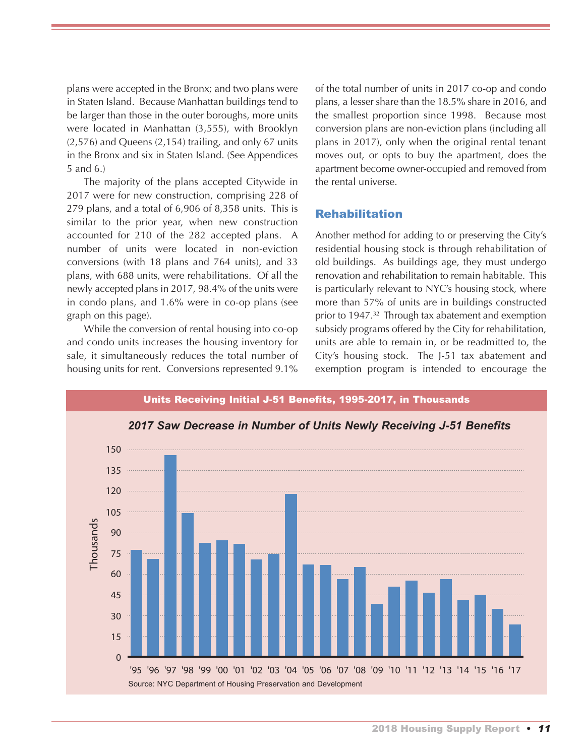plans were accepted in the Bronx; and two plans were in Staten Island. Because Manhattan buildings tend to be larger than those in the outer boroughs, more units were located in Manhattan (3,555), with Brooklyn (2,576) and Queens (2,154) trailing, and only 67 units in the Bronx and six in Staten Island. (See Appendices 5 and 6.)

The majority of the plans accepted Citywide in 2017 were for new construction, comprising 228 of 279 plans, and a total of 6,906 of 8,358 units. This is similar to the prior year, when new construction accounted for 210 of the 282 accepted plans. A number of units were located in non-eviction conversions (with 18 plans and 764 units), and 33 plans, with 688 units, were rehabilitations. Of all the newly accepted plans in 2017, 98.4% of the units were in condo plans, and 1.6% were in co-op plans (see graph on this page).

While the conversion of rental housing into co-op and condo units increases the housing inventory for sale, it simultaneously reduces the total number of housing units for rent. Conversions represented 9.1% of the total number of units in 2017 co-op and condo plans, a lesser share than the 18.5% share in 2016, and the smallest proportion since 1998. Because most conversion plans are non-eviction plans (including all plans in 2017), only when the original rental tenant moves out, or opts to buy the apartment, does the apartment become owner-occupied and removed from the rental universe.

## Rehabilitation

Another method for adding to or preserving the City's residential housing stock is through rehabilitation of old buildings. As buildings age, they must undergo renovation and rehabilitation to remain habitable. This is particularly relevant to NYC's housing stock, where more than 57% of units are in buildings constructed prior to 1947.[32] Through tax abatement and exemption subsidy programs offered by the City for rehabilitation, units are able to remain in, or be readmitted to, the City's housing stock. The J-51 tax abatement and exemption program is intended to encourage the

**Units Receiving Initial J-51 Benefits, 1995-2017, in Thousands**

***2017 Saw Decrease in Number of Units Newly Receiving J-51 Benefits***

Source: NYC Department of Housing Preservation and Development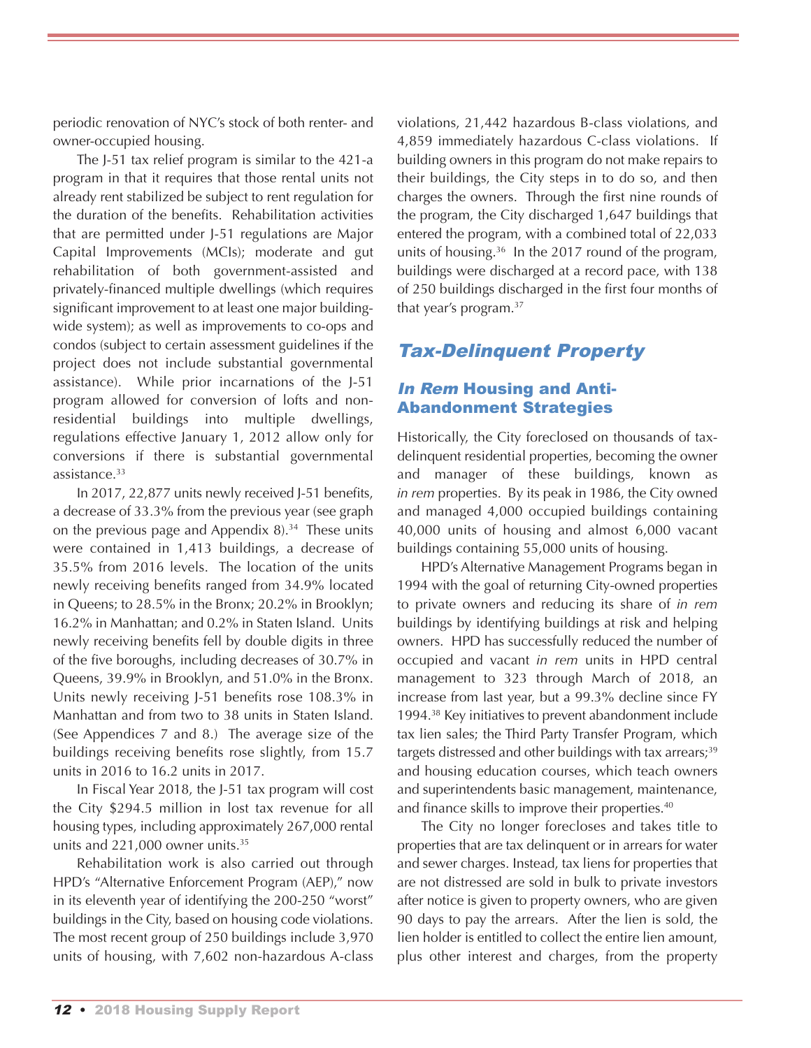periodic renovation of NYC's stock of both renter- and owner-occupied housing.

The J-51 tax relief program is similar to the 421-a program in that it requires that those rental units not already rent stabilized be subject to rent regulation for the duration of the benefits. Rehabilitation activities that are permitted under J-51 regulations are Major Capital Improvements (MCIs); moderate and gut rehabilitation of both government-assisted and privately-financed multiple dwellings (which requires significant improvement to at least one major building-wide system); as well as improvements to co-ops and condos (subject to certain assessment guidelines if the project does not include substantial governmental assistance). While prior incarnations of the J-51 program allowed for conversion of lofts and non-residential buildings into multiple dwellings, regulations effective January 1, 2012 allow only for conversions if there is substantial governmental assistance.[33]

In 2017, 22,877 units newly received J-51 benefits, a decrease of 33.3% from the previous year (see graph on the previous page and Appendix 8).[34] These units were contained in 1,413 buildings, a decrease of 35.5% from 2016 levels. The location of the units newly receiving benefits ranged from 34.9% located in Queens; to 28.5% in the Bronx; 20.2% in Brooklyn; 16.2% in Manhattan; and 0.2% in Staten Island. Units newly receiving benefits fell by double digits in three of the five boroughs, including decreases of 30.7% in Queens, 39.9% in Brooklyn, and 51.0% in the Bronx. Units newly receiving J-51 benefits rose 108.3% in Manhattan and from two to 38 units in Staten Island. (See Appendices 7 and 8.) The average size of the buildings receiving benefits rose slightly, from 15.7 units in 2016 to 16.2 units in 2017.

In Fiscal Year 2018, the J-51 tax program will cost the City $294.5 million in lost tax revenue for all housing types, including approximately 267,000 rental units and 221,000 owner units.[35]

Rehabilitation work is also carried out through HPD's "Alternative Enforcement Program (AEP)," now in its eleventh year of identifying the 200-250 "worst" buildings in the City, based on housing code violations. The most recent group of 250 buildings include 3,970 units of housing, with 7,602 non-hazardous A-class violations, 21,442 hazardous B-class violations, and 4,859 immediately hazardous C-class violations. If building owners in this program do not make repairs to their buildings, the City steps in to do so, and then charges the owners. Through the first nine rounds of the program, the City discharged 1,647 buildings that entered the program, with a combined total of 22,033 units of housing.[36] In the 2017 round of the program, buildings were discharged at a record pace, with 138 of 250 buildings discharged in the first four months of that year's program.[37]

## *Tax-Delinquent Property*

### *In Rem* Housing and Anti-Abandonment Strategies

Historically, the City foreclosed on thousands of tax-delinquent residential properties, becoming the owner and manager of these buildings, known as *in rem* properties. By its peak in 1986, the City owned and managed 4,000 occupied buildings containing 40,000 units of housing and almost 6,000 vacant buildings containing 55,000 units of housing.

HPD's Alternative Management Programs began in 1994 with the goal of returning City-owned properties to private owners and reducing its share of *in rem* buildings by identifying buildings at risk and helping owners. HPD has successfully reduced the number of occupied and vacant *in rem* units in HPD central management to 323 through March of 2018, an increase from last year, but a 99.3% decline since FY 1994.[38] Key initiatives to prevent abandonment include tax lien sales; the Third Party Transfer Program, which targets distressed and other buildings with tax arrears;[39] and housing education courses, which teach owners and superintendents basic management, maintenance, and finance skills to improve their properties.[40]

The City no longer forecloses and takes title to properties that are tax delinquent or in arrears for water and sewer charges. Instead, tax liens for properties that are not distressed are sold in bulk to private investors after notice is given to property owners, who are given 90 days to pay the arrears. After the lien is sold, the lien holder is entitled to collect the entire lien amount, plus other interest and charges, from the property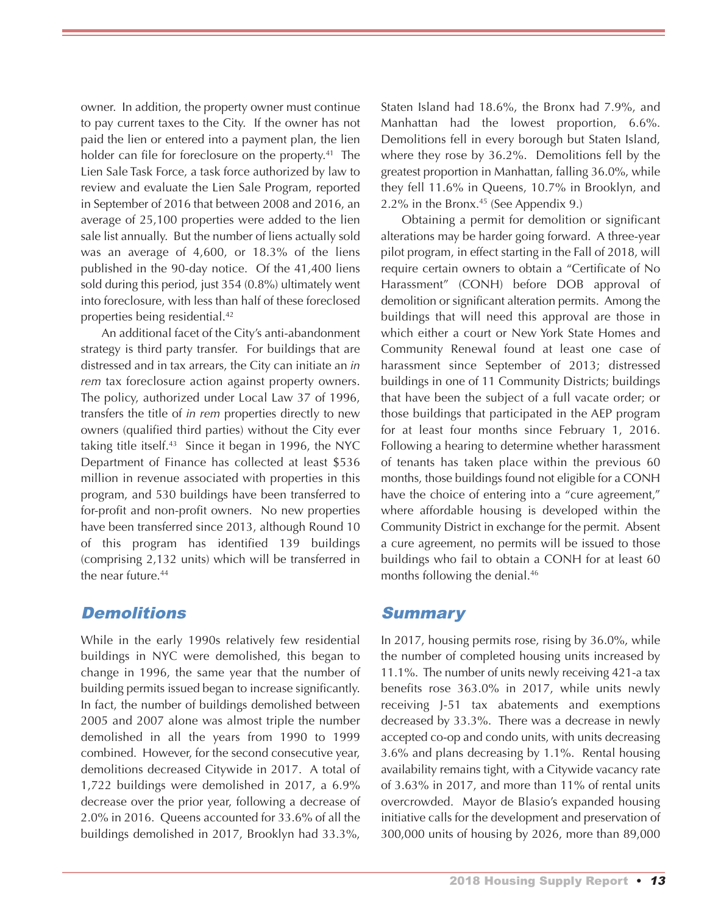owner. In addition, the property owner must continue to pay current taxes to the City. If the owner has not paid the lien or entered into a payment plan, the lien holder can file for foreclosure on the property.[41] The Lien Sale Task Force, a task force authorized by law to review and evaluate the Lien Sale Program, reported in September of 2016 that between 2008 and 2016, an average of 25,100 properties were added to the lien sale list annually. But the number of liens actually sold was an average of 4,600, or 18.3% of the liens published in the 90-day notice. Of the 41,400 liens sold during this period, just 354 (0.8%) ultimately went into foreclosure, with less than half of these foreclosed properties being residential.[42]

An additional facet of the City's anti-abandonment strategy is third party transfer. For buildings that are distressed and in tax arrears, the City can initiate an *in rem* tax foreclosure action against property owners. The policy, authorized under Local Law 37 of 1996, transfers the title of *in rem* properties directly to new owners (qualified third parties) without the City ever taking title itself.[43] Since it began in 1996, the NYC Department of Finance has collected at least $536 million in revenue associated with properties in this program, and 530 buildings have been transferred to for-profit and non-profit owners. No new properties have been transferred since 2013, although Round 10 of this program has identified 139 buildings (comprising 2,132 units) which will be transferred in the near future.[44]

## Demolitions

While in the early 1990s relatively few residential buildings in NYC were demolished, this began to change in 1996, the same year that the number of building permits issued began to increase significantly. In fact, the number of buildings demolished between 2005 and 2007 alone was almost triple the number demolished in all the years from 1990 to 1999 combined. However, for the second consecutive year, demolitions decreased Citywide in 2017. A total of 1,722 buildings were demolished in 2017, a 6.9% decrease over the prior year, following a decrease of 2.0% in 2016. Queens accounted for 33.6% of all the buildings demolished in 2017, Brooklyn had 33.3%, Staten Island had 18.6%, the Bronx had 7.9%, and Manhattan had the lowest proportion, 6.6%. Demolitions fell in every borough but Staten Island, where they rose by 36.2%. Demolitions fell by the greatest proportion in Manhattan, falling 36.0%, while they fell 11.6% in Queens, 10.7% in Brooklyn, and 2.2% in the Bronx.[45] (See Appendix 9.)

Obtaining a permit for demolition or significant alterations may be harder going forward. A three-year pilot program, in effect starting in the Fall of 2018, will require certain owners to obtain a "Certificate of No Harassment" (CONH) before DOB approval of demolition or significant alteration permits. Among the buildings that will need this approval are those in which either a court or New York State Homes and Community Renewal found at least one case of harassment since September of 2013; distressed buildings in one of 11 Community Districts; buildings that have been the subject of a full vacate order; or those buildings that participated in the AEP program for at least four months since February 1, 2016. Following a hearing to determine whether harassment of tenants has taken place within the previous 60 months, those buildings found not eligible for a CONH have the choice of entering into a "cure agreement," where affordable housing is developed within the Community District in exchange for the permit. Absent a cure agreement, no permits will be issued to those buildings who fail to obtain a CONH for at least 60 months following the denial.[46]

## Summary

In 2017, housing permits rose, rising by 36.0%, while the number of completed housing units increased by 11.1%. The number of units newly receiving 421-a tax benefits rose 363.0% in 2017, while units newly receiving J-51 tax abatements and exemptions decreased by 33.3%. There was a decrease in newly accepted co-op and condo units, with units decreasing 3.6% and plans decreasing by 1.1%. Rental housing availability remains tight, with a Citywide vacancy rate of 3.63% in 2017, and more than 11% of rental units overcrowded. Mayor de Blasio's expanded housing initiative calls for the development and preservation of 300,000 units of housing by 2026, more than 89,000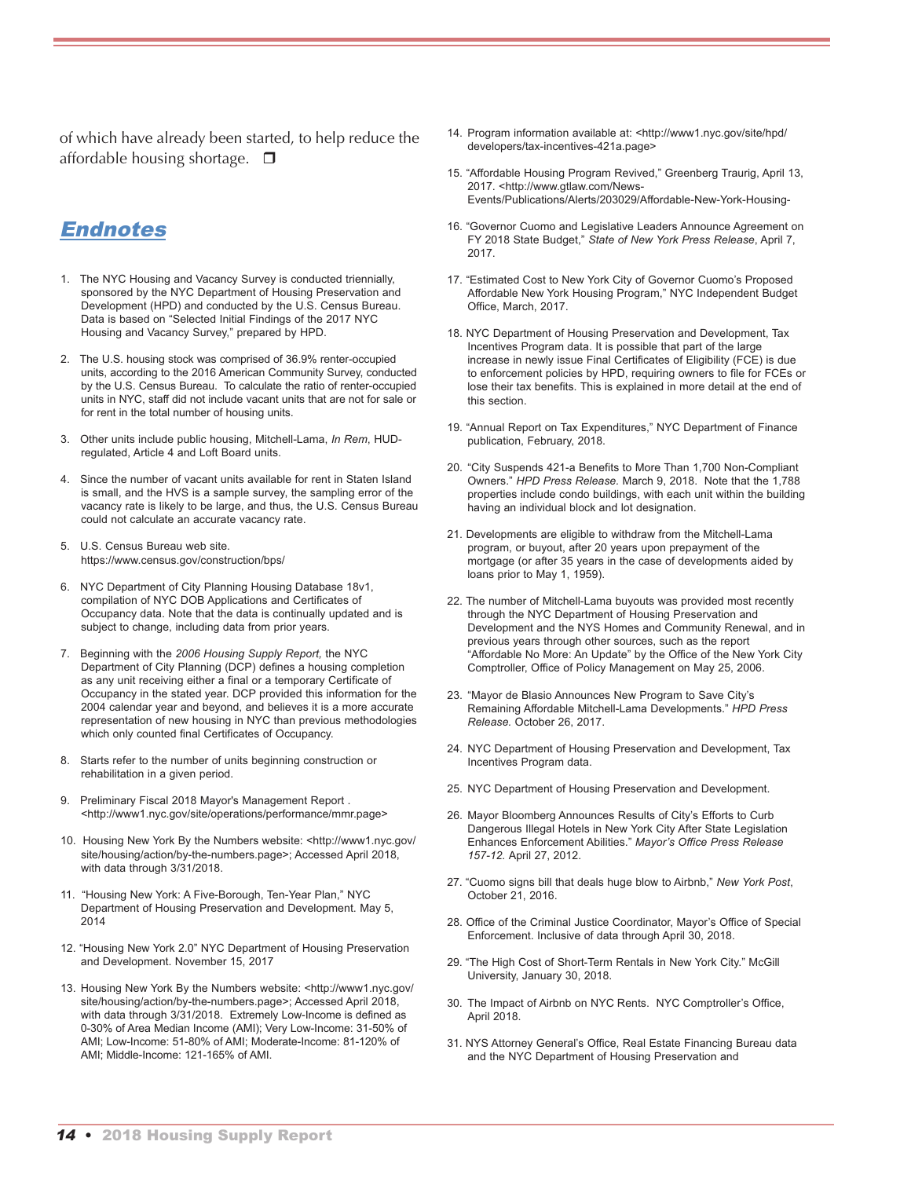of which have already been started, to help reduce the affordable housing shortage. ❒

## *Endnotes*

1. The NYC Housing and Vacancy Survey is conducted triennially, sponsored by the NYC Department of Housing Preservation and Development (HPD) and conducted by the U.S. Census Bureau. Data is based on "Selected Initial Findings of the 2017 NYC Housing and Vacancy Survey," prepared by HPD.

2. The U.S. housing stock was comprised of 36.9% renter-occupied units, according to the 2016 American Community Survey, conducted by the U.S. Census Bureau. To calculate the ratio of renter-occupied units in NYC, staff did not include vacant units that are not for sale or for rent in the total number of housing units.

3. Other units include public housing, Mitchell-Lama, *In Rem*, HUD-regulated, Article 4 and Loft Board units.

4. Since the number of vacant units available for rent in Staten Island is small, and the HVS is a sample survey, the sampling error of the vacancy rate is likely to be large, and thus, the U.S. Census Bureau could not calculate an accurate vacancy rate.

5. U.S. Census Bureau web site. https://www.census.gov/construction/bps/

6. NYC Department of City Planning Housing Database 18v1, compilation of NYC DOB Applications and Certificates of Occupancy data. Note that the data is continually updated and is subject to change, including data from prior years.

7. Beginning with the *2006 Housing Supply Report,* the NYC Department of City Planning (DCP) defines a housing completion as any unit receiving either a final or a temporary Certificate of Occupancy in the stated year. DCP provided this information for the 2004 calendar year and beyond, and believes it is a more accurate representation of new housing in NYC than previous methodologies which only counted final Certificates of Occupancy.

8. Starts refer to the number of units beginning construction or rehabilitation in a given period.

9. Preliminary Fiscal 2018 Mayor's Management Report . <http://www1.nyc.gov/site/operations/performance/mmr.page>

10. Housing New York By the Numbers website: <http://www1.nyc.gov/site/housing/action/by-the-numbers.page>; Accessed April 2018, with data through 3/31/2018.

11. "Housing New York: A Five-Borough, Ten-Year Plan," NYC Department of Housing Preservation and Development. May 5, 2014

12. "Housing New York 2.0" NYC Department of Housing Preservation and Development. November 15, 2017

13. Housing New York By the Numbers website: <http://www1.nyc.gov/site/housing/action/by-the-numbers.page>; Accessed April 2018, with data through 3/31/2018. Extremely Low-Income is defined as 0-30% of Area Median Income (AMI); Very Low-Income: 31-50% of AMI; Low-Income: 51-80% of AMI; Moderate-Income: 81-120% of AMI; Middle-Income: 121-165% of AMI.

14. Program information available at: <http://www1.nyc.gov/site/hpd/developers/tax-incentives-421a.page>

15. "Affordable Housing Program Revived," Greenberg Traurig, April 13, 2017. <http://www.gtlaw.com/News-Events/Publications/Alerts/203029/Affordable-New-York-Housing-

16. "Governor Cuomo and Legislative Leaders Announce Agreement on FY 2018 State Budget," *State of New York Press Release*, April 7, 2017.

17. "Estimated Cost to New York City of Governor Cuomo's Proposed Affordable New York Housing Program," NYC Independent Budget Office, March, 2017.

18. NYC Department of Housing Preservation and Development, Tax Incentives Program data. It is possible that part of the large increase in newly issue Final Certificates of Eligibility (FCE) is due to enforcement policies by HPD, requiring owners to file for FCEs or lose their tax benefits. This is explained in more detail at the end of this section.

19. "Annual Report on Tax Expenditures," NYC Department of Finance publication, February, 2018.

20. "City Suspends 421-a Benefits to More Than 1,700 Non-Compliant Owners." *HPD Press Release.* March 9, 2018. Note that the 1,788 properties include condo buildings, with each unit within the building having an individual block and lot designation.

21. Developments are eligible to withdraw from the Mitchell-Lama program, or buyout, after 20 years upon prepayment of the mortgage (or after 35 years in the case of developments aided by loans prior to May 1, 1959).

22. The number of Mitchell-Lama buyouts was provided most recently through the NYC Department of Housing Preservation and Development and the NYS Homes and Community Renewal, and in previous years through other sources, such as the report "Affordable No More: An Update" by the Office of the New York City Comptroller, Office of Policy Management on May 25, 2006.

23. "Mayor de Blasio Announces New Program to Save City's Remaining Affordable Mitchell-Lama Developments." *HPD Press Release.* October 26, 2017.

24. NYC Department of Housing Preservation and Development, Tax Incentives Program data.

25. NYC Department of Housing Preservation and Development.

26. Mayor Bloomberg Announces Results of City's Efforts to Curb Dangerous Illegal Hotels in New York City After State Legislation Enhances Enforcement Abilities." *Mayor's Office Press Release 157-12.* April 27, 2012.

27. "Cuomo signs bill that deals huge blow to Airbnb," *New York Post*, October 21, 2016.

28. Office of the Criminal Justice Coordinator, Mayor's Office of Special Enforcement. Inclusive of data through April 30, 2018.

29. "The High Cost of Short-Term Rentals in New York City." McGill University, January 30, 2018.

30. The Impact of Airbnb on NYC Rents. NYC Comptroller's Office, April 2018.

31. NYS Attorney General's Office, Real Estate Financing Bureau data and the NYC Department of Housing Preservation and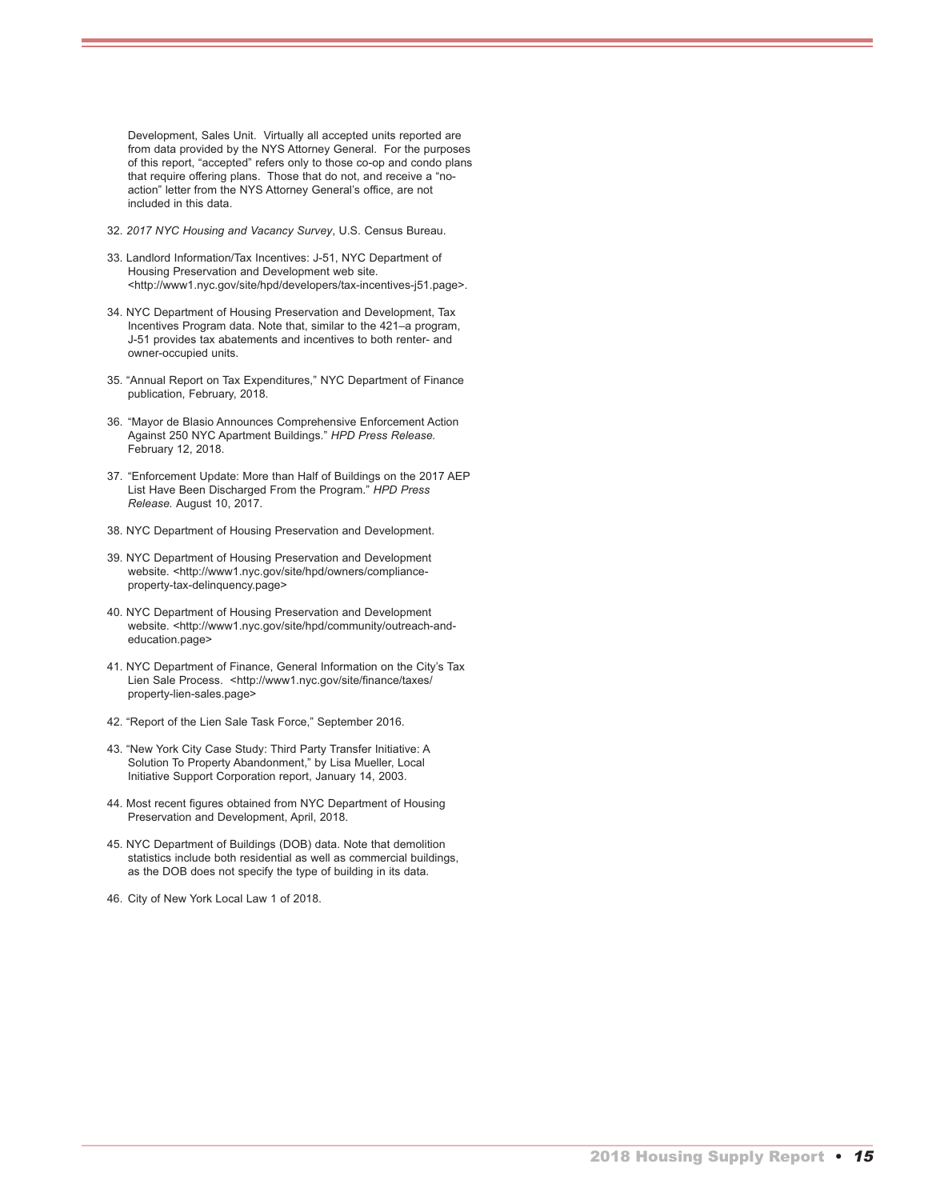Development, Sales Unit. Virtually all accepted units reported are from data provided by the NYS Attorney General. For the purposes of this report, "accepted" refers only to those co-op and condo plans that require offering plans. Those that do not, and receive a "no-action" letter from the NYS Attorney General's office, are not included in this data.

32. *2017 NYC Housing and Vacancy Survey*, U.S. Census Bureau.

33. Landlord Information/Tax Incentives: J-51, NYC Department of Housing Preservation and Development web site. <http://www1.nyc.gov/site/hpd/developers/tax-incentives-j51.page>.

34. NYC Department of Housing Preservation and Development, Tax Incentives Program data. Note that, similar to the 421–a program, J-51 provides tax abatements and incentives to both renter- and owner-occupied units.

35. "Annual Report on Tax Expenditures," NYC Department of Finance publication, February, 2018.

36. "Mayor de Blasio Announces Comprehensive Enforcement Action Against 250 NYC Apartment Buildings." *HPD Press Release.* February 12, 2018.

37. "Enforcement Update: More than Half of Buildings on the 2017 AEP List Have Been Discharged From the Program." *HPD Press Release.* August 10, 2017.

38. NYC Department of Housing Preservation and Development.

39. NYC Department of Housing Preservation and Development website. <http://www1.nyc.gov/site/hpd/owners/compliance-property-tax-delinquency.page>

40. NYC Department of Housing Preservation and Development website. <http://www1.nyc.gov/site/hpd/community/outreach-and-education.page>

41. NYC Department of Finance, General Information on the City's Tax Lien Sale Process. <http://www1.nyc.gov/site/finance/taxes/property-lien-sales.page>

42. "Report of the Lien Sale Task Force," September 2016.

43. "New York City Case Study: Third Party Transfer Initiative: A Solution To Property Abandonment," by Lisa Mueller, Local Initiative Support Corporation report, January 14, 2003.

44. Most recent figures obtained from NYC Department of Housing Preservation and Development, April, 2018.

45. NYC Department of Buildings (DOB) data. Note that demolition statistics include both residential as well as commercial buildings, as the DOB does not specify the type of building in its data.

46. City of New York Local Law 1 of 2018.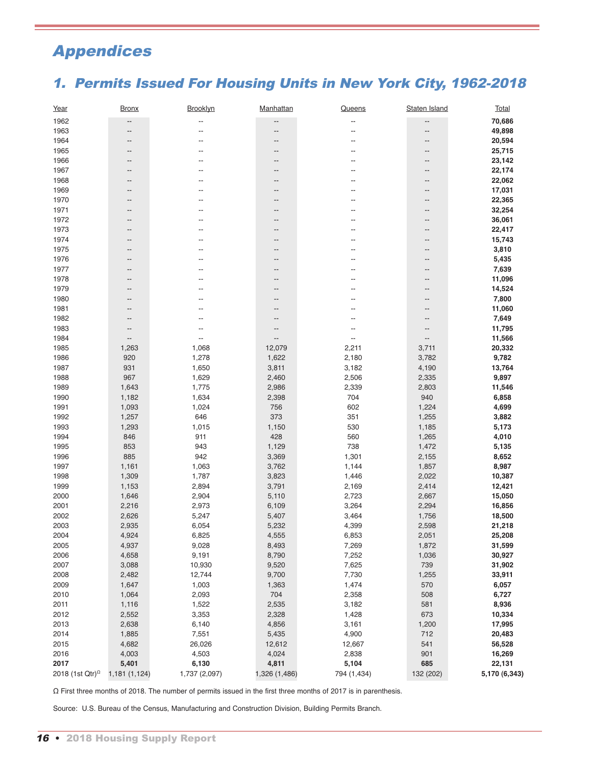# Appendices

## 1. Permits Issued For Housing Units in New York City, 1962-2018

| Year | Bronx | Brooklyn | Manhattan | Queens | Staten Island | Total |
|---|---|---|---|---|---|---|
| 1962 | -- | -- | -- | -- | -- | **70,686** |
| 1963 | -- | -- | -- | -- | -- | **49,898** |
| 1964 | -- | -- | -- | -- | -- | **20,594** |
| 1965 | -- | -- | -- | -- | -- | **25,715** |
| 1966 | -- | -- | -- | -- | -- | **23,142** |
| 1967 | -- | -- | -- | -- | -- | **22,174** |
| 1968 | -- | -- | -- | -- | -- | **22,062** |
| 1969 | -- | -- | -- | -- | -- | **17,031** |
| 1970 | -- | -- | -- | -- | -- | **22,365** |
| 1971 | -- | -- | -- | -- | -- | **32,254** |
| 1972 | -- | -- | -- | -- | -- | **36,061** |
| 1973 | -- | -- | -- | -- | -- | **22,417** |
| 1974 | -- | -- | -- | -- | -- | **15,743** |
| 1975 | -- | -- | -- | -- | -- | **3,810** |
| 1976 | -- | -- | -- | -- | -- | **5,435** |
| 1977 | -- | -- | -- | -- | -- | **7,639** |
| 1978 | -- | -- | -- | -- | -- | **11,096** |
| 1979 | -- | -- | -- | -- | -- | **14,524** |
| 1980 | -- | -- | -- | -- | -- | **7,800** |
| 1981 | -- | -- | -- | -- | -- | **11,060** |
| 1982 | -- | -- | -- | -- | -- | **7,649** |
| 1983 | -- | -- | -- | -- | -- | **11,795** |
| 1984 | -- | -- | -- | -- | -- | **11,566** |
| 1985 | 1,263 | 1,068 | 12,079 | 2,211 | 3,711 | **20,332** |
| 1986 | 920 | 1,278 | 1,622 | 2,180 | 3,782 | **9,782** |
| 1987 | 931 | 1,650 | 3,811 | 3,182 | 4,190 | **13,764** |
| 1988 | 967 | 1,629 | 2,460 | 2,506 | 2,335 | **9,897** |
| 1989 | 1,643 | 1,775 | 2,986 | 2,339 | 2,803 | **11,546** |
| 1990 | 1,182 | 1,634 | 2,398 | 704 | 940 | **6,858** |
| 1991 | 1,093 | 1,024 | 756 | 602 | 1,224 | **4,699** |
| 1992 | 1,257 | 646 | 373 | 351 | 1,255 | **3,882** |
| 1993 | 1,293 | 1,015 | 1,150 | 530 | 1,185 | **5,173** |
| 1994 | 846 | 911 | 428 | 560 | 1,265 | **4,010** |
| 1995 | 853 | 943 | 1,129 | 738 | 1,472 | **5,135** |
| 1996 | 885 | 942 | 3,369 | 1,301 | 2,155 | **8,652** |
| 1997 | 1,161 | 1,063 | 3,762 | 1,144 | 1,857 | **8,987** |
| 1998 | 1,309 | 1,787 | 3,823 | 1,446 | 2,022 | **10,387** |
| 1999 | 1,153 | 2,894 | 3,791 | 2,169 | 2,414 | **12,421** |
| 2000 | 1,646 | 2,904 | 5,110 | 2,723 | 2,667 | **15,050** |
| 2001 | 2,216 | 2,973 | 6,109 | 3,264 | 2,294 | **16,856** |
| 2002 | 2,626 | 5,247 | 5,407 | 3,464 | 1,756 | **18,500** |
| 2003 | 2,935 | 6,054 | 5,232 | 4,399 | 2,598 | **21,218** |
| 2004 | 4,924 | 6,825 | 4,555 | 6,853 | 2,051 | **25,208** |
| 2005 | 4,937 | 9,028 | 8,493 | 7,269 | 1,872 | **31,599** |
| 2006 | 4,658 | 9,191 | 8,790 | 7,252 | 1,036 | **30,927** |
| 2007 | 3,088 | 10,930 | 9,520 | 7,625 | 739 | **31,902** |
| 2008 | 2,482 | 12,744 | 9,700 | 7,730 | 1,255 | **33,911** |
| 2009 | 1,647 | 1,003 | 1,363 | 1,474 | 570 | **6,057** |
| 2010 | 1,064 | 2,093 | 704 | 2,358 | 508 | **6,727** |
| 2011 | 1,116 | 1,522 | 2,535 | 3,182 | 581 | **8,936** |
| 2012 | 2,552 | 3,353 | 2,328 | 1,428 | 673 | **10,334** |
| 2013 | 2,638 | 6,140 | 4,856 | 3,161 | 1,200 | **17,995** |
| 2014 | 1,885 | 7,551 | 5,435 | 4,900 | 712 | **20,483** |
| 2015 | 4,682 | 26,026 | 12,612 | 12,667 | 541 | **56,528** |
| 2016 | 4,003 | 4,503 | 4,024 | 2,838 | 901 | **16,269** |
| **2017** | **5,401** | **6,130** | **4,811** | **5,104** | **685** | **22,131** |
| 2018 (1st Qtr)Ω | 1,181 (1,124) | 1,737 (2,097) | 1,326 (1,486) | 794 (1,434) | 132 (202) | **5,170 (6,343)** |

Ω First three months of 2018. The number of permits issued in the first three months of 2017 is in parenthesis.

Source: U.S. Bureau of the Census, Manufacturing and Construction Division, Building Permits Branch.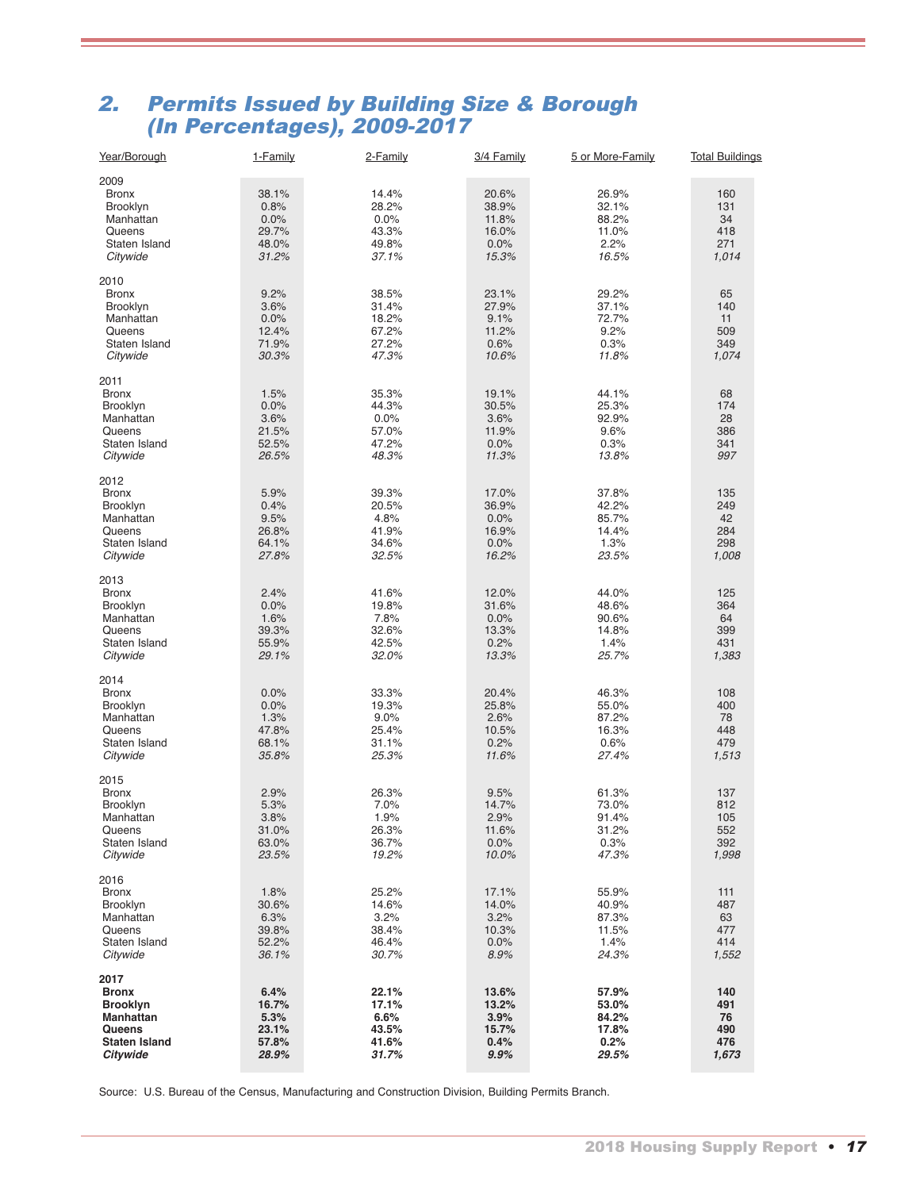## 2. Permits Issued by Building Size & Borough (In Percentages), 2009-2017

| Year/Borough | 1-Family | 2-Family | 3/4 Family | 5 or More-Family | Total Buildings |
|---|---|---|---|---|---|
| 2009 | | | | | |
| Bronx | 38.1% | 14.4% | 20.6% | 26.9% | 160 |
| Brooklyn | 0.8% | 28.2% | 38.9% | 32.1% | 131 |
| Manhattan | 0.0% | 0.0% | 11.8% | 88.2% | 34 |
| Queens | 29.7% | 43.3% | 16.0% | 11.0% | 418 |
| Staten Island | 48.0% | 49.8% | 0.0% | 2.2% | 271 |
| *Citywide* | *31.2%* | *37.1%* | *15.3%* | *16.5%* | *1,014* |
| 2010 | | | | | |
| Bronx | 9.2% | 38.5% | 23.1% | 29.2% | 65 |
| Brooklyn | 3.6% | 31.4% | 27.9% | 37.1% | 140 |
| Manhattan | 0.0% | 18.2% | 9.1% | 72.7% | 11 |
| Queens | 12.4% | 67.2% | 11.2% | 9.2% | 509 |
| Staten Island | 71.9% | 27.2% | 0.6% | 0.3% | 349 |
| *Citywide* | *30.3%* | *47.3%* | *10.6%* | *11.8%* | *1,074* |
| 2011 | | | | | |
| Bronx | 1.5% | 35.3% | 19.1% | 44.1% | 68 |
| Brooklyn | 0.0% | 44.3% | 30.5% | 25.3% | 174 |
| Manhattan | 3.6% | 0.0% | 3.6% | 92.9% | 28 |
| Queens | 21.5% | 57.0% | 11.9% | 9.6% | 386 |
| Staten Island | 52.5% | 47.2% | 0.0% | 0.3% | 341 |
| *Citywide* | *26.5%* | *48.3%* | *11.3%* | *13.8%* | *997* |
| 2012 | | | | | |
| Bronx | 5.9% | 39.3% | 17.0% | 37.8% | 135 |
| Brooklyn | 0.4% | 20.5% | 36.9% | 42.2% | 249 |
| Manhattan | 9.5% | 4.8% | 0.0% | 85.7% | 42 |
| Queens | 26.8% | 41.9% | 16.9% | 14.4% | 284 |
| Staten Island | 64.1% | 34.6% | 0.0% | 1.3% | 298 |
| *Citywide* | *27.8%* | *32.5%* | *16.2%* | *23.5%* | *1,008* |
| 2013 | | | | | |
| Bronx | 2.4% | 41.6% | 12.0% | 44.0% | 125 |
| Brooklyn | 0.0% | 19.8% | 31.6% | 48.6% | 364 |
| Manhattan | 1.6% | 7.8% | 0.0% | 90.6% | 64 |
| Queens | 39.3% | 32.6% | 13.3% | 14.8% | 399 |
| Staten Island | 55.9% | 42.5% | 0.2% | 1.4% | 431 |
| *Citywide* | *29.1%* | *32.0%* | *13.3%* | *25.7%* | *1,383* |
| 2014 | | | | | |
| Bronx | 0.0% | 33.3% | 20.4% | 46.3% | 108 |
| Brooklyn | 0.0% | 19.3% | 25.8% | 55.0% | 400 |
| Manhattan | 1.3% | 9.0% | 2.6% | 87.2% | 78 |
| Queens | 47.8% | 25.4% | 10.5% | 16.3% | 448 |
| Staten Island | 68.1% | 31.1% | 0.2% | 0.6% | 479 |
| *Citywide* | *35.8%* | *25.3%* | *11.6%* | *27.4%* | *1,513* |
| 2015 | | | | | |
| Bronx | 2.9% | 26.3% | 9.5% | 61.3% | 137 |
| Brooklyn | 5.3% | 7.0% | 14.7% | 73.0% | 812 |
| Manhattan | 3.8% | 1.9% | 2.9% | 91.4% | 105 |
| Queens | 31.0% | 26.3% | 11.6% | 31.2% | 552 |
| Staten Island | 63.0% | 36.7% | 0.0% | 0.3% | 392 |
| *Citywide* | *23.5%* | *19.2%* | *10.0%* | *47.3%* | *1,998* |
| 2016 | | | | | |
| Bronx | 1.8% | 25.2% | 17.1% | 55.9% | 111 |
| Brooklyn | 30.6% | 14.6% | 14.0% | 40.9% | 487 |
| Manhattan | 6.3% | 3.2% | 3.2% | 87.3% | 63 |
| Queens | 39.8% | 38.4% | 10.3% | 11.5% | 477 |
| Staten Island | 52.2% | 46.4% | 0.0% | 1.4% | 414 |
| *Citywide* | *36.1%* | *30.7%* | *8.9%* | *24.3%* | *1,552* |
| **2017** | | | | | |
| **Bronx** | **6.4%** | **22.1%** | **13.6%** | **57.9%** | **140** |
| **Brooklyn** | **16.7%** | **17.1%** | **13.2%** | **53.0%** | **491** |
| **Manhattan** | **5.3%** | **6.6%** | **3.9%** | **84.2%** | **76** |
| **Queens** | **23.1%** | **43.5%** | **15.7%** | **17.8%** | **490** |
| **Staten Island** | **57.8%** | **41.6%** | **0.4%** | **0.2%** | **476** |
| ***Citywide*** | ***28.9%*** | ***31.7%*** | ***9.9%*** | ***29.5%*** | ***1,673*** |

Source: U.S. Bureau of the Census, Manufacturing and Construction Division, Building Permits Branch.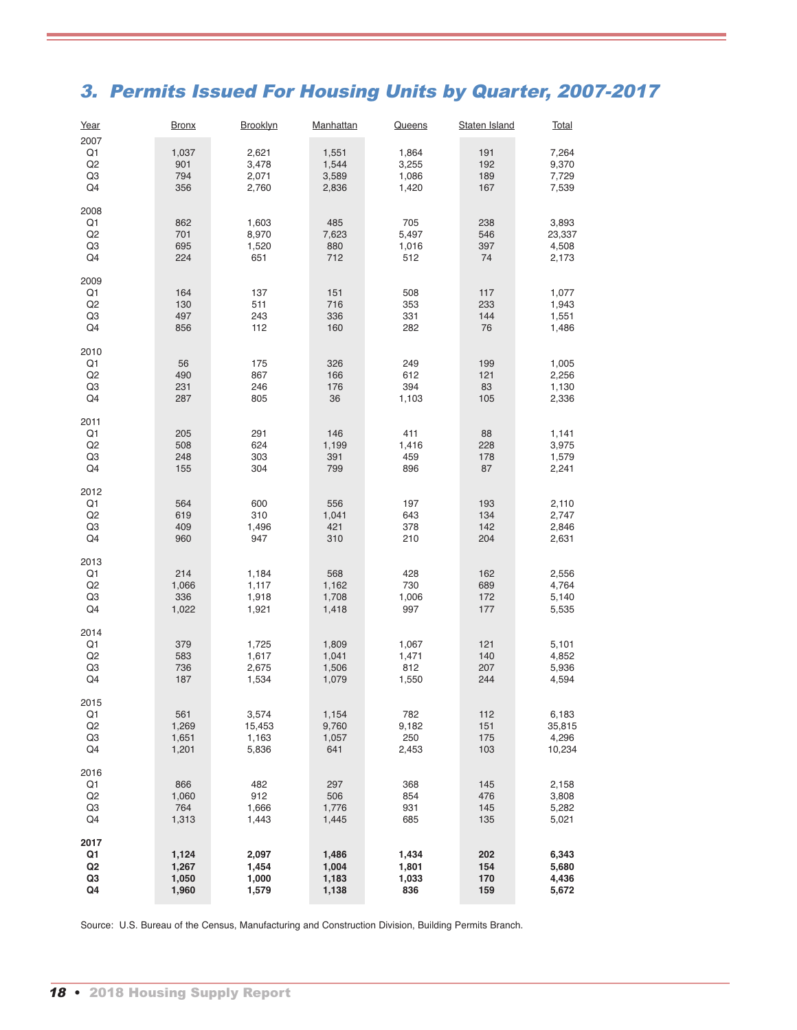## 3. *Permits Issued For Housing Units by Quarter, 2007-2017*

| Year | Bronx | Brooklyn | Manhattan | Queens | Staten Island | Total |
|---|---|---|---|---|---|---|
| 2007 | | | | | | |
| Q1 | 1,037 | 2,621 | 1,551 | 1,864 | 191 | 7,264 |
| Q2 | 901 | 3,478 | 1,544 | 3,255 | 192 | 9,370 |
| Q3 | 794 | 2,071 | 3,589 | 1,086 | 189 | 7,729 |
| Q4 | 356 | 2,760 | 2,836 | 1,420 | 167 | 7,539 |
| 2008 | | | | | | |
| Q1 | 862 | 1,603 | 485 | 705 | 238 | 3,893 |
| Q2 | 701 | 8,970 | 7,623 | 5,497 | 546 | 23,337 |
| Q3 | 695 | 1,520 | 880 | 1,016 | 397 | 4,508 |
| Q4 | 224 | 651 | 712 | 512 | 74 | 2,173 |
| 2009 | | | | | | |
| Q1 | 164 | 137 | 151 | 508 | 117 | 1,077 |
| Q2 | 130 | 511 | 716 | 353 | 233 | 1,943 |
| Q3 | 497 | 243 | 336 | 331 | 144 | 1,551 |
| Q4 | 856 | 112 | 160 | 282 | 76 | 1,486 |
| 2010 | | | | | | |
| Q1 | 56 | 175 | 326 | 249 | 199 | 1,005 |
| Q2 | 490 | 867 | 166 | 612 | 121 | 2,256 |
| Q3 | 231 | 246 | 176 | 394 | 83 | 1,130 |
| Q4 | 287 | 805 | 36 | 1,103 | 105 | 2,336 |
| 2011 | | | | | | |
| Q1 | 205 | 291 | 146 | 411 | 88 | 1,141 |
| Q2 | 508 | 624 | 1,199 | 1,416 | 228 | 3,975 |
| Q3 | 248 | 303 | 391 | 459 | 178 | 1,579 |
| Q4 | 155 | 304 | 799 | 896 | 87 | 2,241 |
| 2012 | | | | | | |
| Q1 | 564 | 600 | 556 | 197 | 193 | 2,110 |
| Q2 | 619 | 310 | 1,041 | 643 | 134 | 2,747 |
| Q3 | 409 | 1,496 | 421 | 378 | 142 | 2,846 |
| Q4 | 960 | 947 | 310 | 210 | 204 | 2,631 |
| 2013 | | | | | | |
| Q1 | 214 | 1,184 | 568 | 428 | 162 | 2,556 |
| Q2 | 1,066 | 1,117 | 1,162 | 730 | 689 | 4,764 |
| Q3 | 336 | 1,918 | 1,708 | 1,006 | 172 | 5,140 |
| Q4 | 1,022 | 1,921 | 1,418 | 997 | 177 | 5,535 |
| 2014 | | | | | | |
| Q1 | 379 | 1,725 | 1,809 | 1,067 | 121 | 5,101 |
| Q2 | 583 | 1,617 | 1,041 | 1,471 | 140 | 4,852 |
| Q3 | 736 | 2,675 | 1,506 | 812 | 207 | 5,936 |
| Q4 | 187 | 1,534 | 1,079 | 1,550 | 244 | 4,594 |
| 2015 | | | | | | |
| Q1 | 561 | 3,574 | 1,154 | 782 | 112 | 6,183 |
| Q2 | 1,269 | 15,453 | 9,760 | 9,182 | 151 | 35,815 |
| Q3 | 1,651 | 1,163 | 1,057 | 250 | 175 | 4,296 |
| Q4 | 1,201 | 5,836 | 641 | 2,453 | 103 | 10,234 |
| 2016 | | | | | | |
| Q1 | 866 | 482 | 297 | 368 | 145 | 2,158 |
| Q2 | 1,060 | 912 | 506 | 854 | 476 | 3,808 |
| Q3 | 764 | 1,666 | 1,776 | 931 | 145 | 5,282 |
| Q4 | 1,313 | 1,443 | 1,445 | 685 | 135 | 5,021 |
| **2017** | | | | | | |
| **Q1** | **1,124** | **2,097** | **1,486** | **1,434** | **202** | **6,343** |
| **Q2** | **1,267** | **1,454** | **1,004** | **1,801** | **154** | **5,680** |
| **Q3** | **1,050** | **1,000** | **1,183** | **1,033** | **170** | **4,436** |
| **Q4** | **1,960** | **1,579** | **1,138** | **836** | **159** | **5,672** |

Source: U.S. Bureau of the Census, Manufacturing and Construction Division, Building Permits Branch.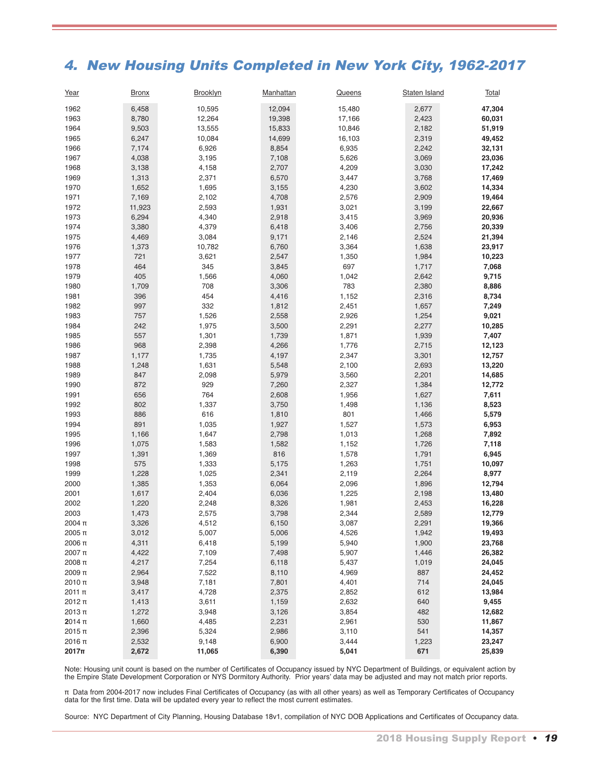## 4. New Housing Units Completed in New York City, 1962-2017

| Year | Bronx | Brooklyn | Manhattan | Queens | Staten Island | Total |
|---|---|---|---|---|---|---|
| 1962 | 6,458 | 10,595 | 12,094 | 15,480 | 2,677 | **47,304** |
| 1963 | 8,780 | 12,264 | 19,398 | 17,166 | 2,423 | **60,031** |
| 1964 | 9,503 | 13,555 | 15,833 | 10,846 | 2,182 | **51,919** |
| 1965 | 6,247 | 10,084 | 14,699 | 16,103 | 2,319 | **49,452** |
| 1966 | 7,174 | 6,926 | 8,854 | 6,935 | 2,242 | **32,131** |
| 1967 | 4,038 | 3,195 | 7,108 | 5,626 | 3,069 | **23,036** |
| 1968 | 3,138 | 4,158 | 2,707 | 4,209 | 3,030 | **17,242** |
| 1969 | 1,313 | 2,371 | 6,570 | 3,447 | 3,768 | **17,469** |
| 1970 | 1,652 | 1,695 | 3,155 | 4,230 | 3,602 | **14,334** |
| 1971 | 7,169 | 2,102 | 4,708 | 2,576 | 2,909 | **19,464** |
| 1972 | 11,923 | 2,593 | 1,931 | 3,021 | 3,199 | **22,667** |
| 1973 | 6,294 | 4,340 | 2,918 | 3,415 | 3,969 | **20,936** |
| 1974 | 3,380 | 4,379 | 6,418 | 3,406 | 2,756 | **20,339** |
| 1975 | 4,469 | 3,084 | 9,171 | 2,146 | 2,524 | **21,394** |
| 1976 | 1,373 | 10,782 | 6,760 | 3,364 | 1,638 | **23,917** |
| 1977 | 721 | 3,621 | 2,547 | 1,350 | 1,984 | **10,223** |
| 1978 | 464 | 345 | 3,845 | 697 | 1,717 | **7,068** |
| 1979 | 405 | 1,566 | 4,060 | 1,042 | 2,642 | **9,715** |
| 1980 | 1,709 | 708 | 3,306 | 783 | 2,380 | **8,886** |
| 1981 | 396 | 454 | 4,416 | 1,152 | 2,316 | **8,734** |
| 1982 | 997 | 332 | 1,812 | 2,451 | 1,657 | **7,249** |
| 1983 | 757 | 1,526 | 2,558 | 2,926 | 1,254 | **9,021** |
| 1984 | 242 | 1,975 | 3,500 | 2,291 | 2,277 | **10,285** |
| 1985 | 557 | 1,301 | 1,739 | 1,871 | 1,939 | **7,407** |
| 1986 | 968 | 2,398 | 4,266 | 1,776 | 2,715 | **12,123** |
| 1987 | 1,177 | 1,735 | 4,197 | 2,347 | 3,301 | **12,757** |
| 1988 | 1,248 | 1,631 | 5,548 | 2,100 | 2,693 | **13,220** |
| 1989 | 847 | 2,098 | 5,979 | 3,560 | 2,201 | **14,685** |
| 1990 | 872 | 929 | 7,260 | 2,327 | 1,384 | **12,772** |
| 1991 | 656 | 764 | 2,608 | 1,956 | 1,627 | **7,611** |
| 1992 | 802 | 1,337 | 3,750 | 1,498 | 1,136 | **8,523** |
| 1993 | 886 | 616 | 1,810 | 801 | 1,466 | **5,579** |
| 1994 | 891 | 1,035 | 1,927 | 1,527 | 1,573 | **6,953** |
| 1995 | 1,166 | 1,647 | 2,798 | 1,013 | 1,268 | **7,892** |
| 1996 | 1,075 | 1,583 | 1,582 | 1,152 | 1,726 | **7,118** |
| 1997 | 1,391 | 1,369 | 816 | 1,578 | 1,791 | **6,945** |
| 1998 | 575 | 1,333 | 5,175 | 1,263 | 1,751 | **10,097** |
| 1999 | 1,228 | 1,025 | 2,341 | 2,119 | 2,264 | **8,977** |
| 2000 | 1,385 | 1,353 | 6,064 | 2,096 | 1,896 | **12,794** |
| 2001 | 1,617 | 2,404 | 6,036 | 1,225 | 2,198 | **13,480** |
| 2002 | 1,220 | 2,248 | 8,326 | 1,981 | 2,453 | **16,228** |
| 2003 | 1,473 | 2,575 | 3,798 | 2,344 | 2,589 | **12,779** |
| 2004 π | 3,326 | 4,512 | 6,150 | 3,087 | 2,291 | **19,366** |
| 2005 π | 3,012 | 5,007 | 5,006 | 4,526 | 1,942 | **19,493** |
| 2006 π | 4,311 | 6,418 | 5,199 | 5,940 | 1,900 | **23,768** |
| 2007 π | 4,422 | 7,109 | 7,498 | 5,907 | 1,446 | **26,382** |
| 2008 π | 4,217 | 7,254 | 6,118 | 5,437 | 1,019 | **24,045** |
| 2009 π | 2,964 | 7,522 | 8,110 | 4,969 | 887 | **24,452** |
| 2010 π | 3,948 | 7,181 | 7,801 | 4,401 | 714 | **24,045** |
| 2011 π | 3,417 | 4,728 | 2,375 | 2,852 | 612 | **13,984** |
| 2012 π | 1,413 | 3,611 | 1,159 | 2,632 | 640 | **9,455** |
| 2013 π | 1,272 | 3,948 | 3,126 | 3,854 | 482 | **12,682** |
| 2014 π | 1,660 | 4,485 | 2,231 | 2,961 | 530 | **11,867** |
| 2015 π | 2,396 | 5,324 | 2,986 | 3,110 | 541 | **14,357** |
| 2016 π | 2,532 | 9,148 | 6,900 | 3,444 | 1,223 | **23,247** |
| **2017π** | **2,672** | **11,065** | **6,390** | **5,041** | **671** | **25,839** |

Note: Housing unit count is based on the number of Certificates of Occupancy issued by NYC Department of Buildings, or equivalent action by the Empire State Development Corporation or NYS Dormitory Authority. Prior years' data may be adjusted and may not match prior reports.

π Data from 2004-2017 now includes Final Certificates of Occupancy (as with all other years) as well as Temporary Certificates of Occupancy data for the first time. Data will be updated every year to reflect the most current estimates.

Source: NYC Department of City Planning, Housing Database 18v1, compilation of NYC DOB Applications and Certificates of Occupancy data.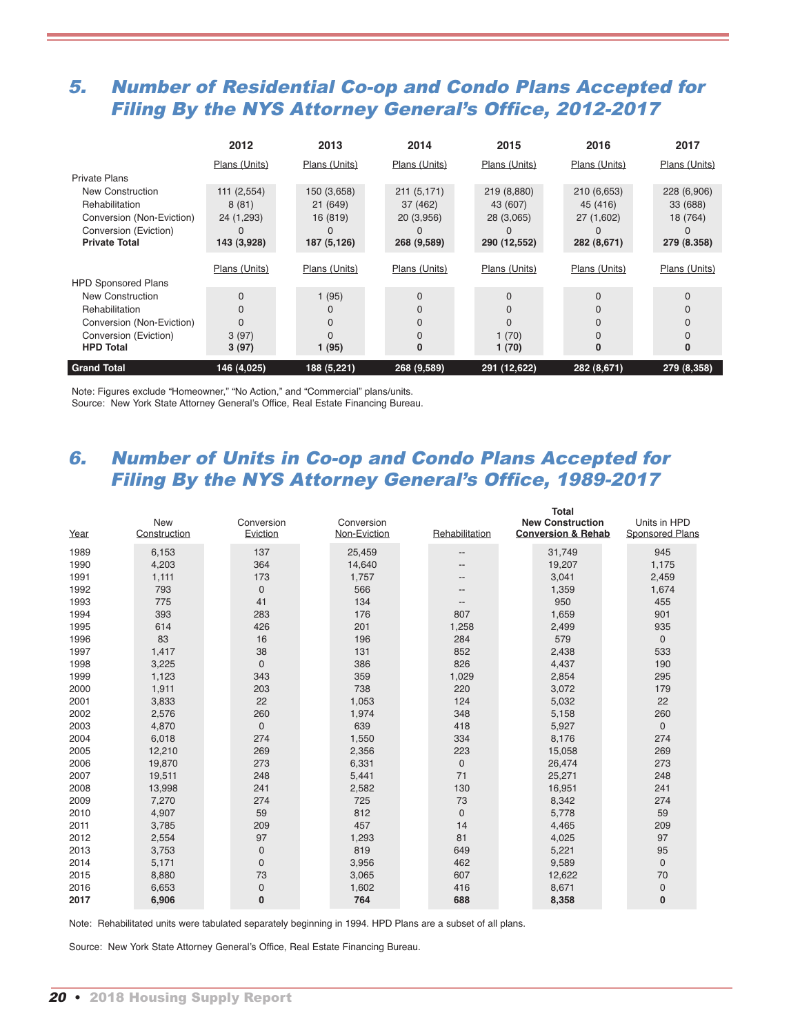## 5. Number of Residential Co-op and Condo Plans Accepted for Filing By the NYS Attorney General's Office, 2012-2017

| | 2012 | 2013 | 2014 | 2015 | 2016 | 2017 |
|---|---|---|---|---|---|---|
| | Plans (Units) | Plans (Units) | Plans (Units) | Plans (Units) | Plans (Units) | Plans (Units) |
| Private Plans | | | | | | |
| New Construction | 111 (2,554) | 150 (3,658) | 211 (5,171) | 219 (8,880) | 210 (6,653) | 228 (6,906) |
| Rehabilitation | 8 (81) | 21 (649) | 37 (462) | 43 (607) | 45 (416) | 33 (688) |
| Conversion (Non-Eviction) | 24 (1,293) | 16 (819) | 20 (3,956) | 28 (3,065) | 27 (1,602) | 18 (764) |
| Conversion (Eviction) | 0 | 0 | 0 | 0 | 0 | 0 |
| **Private Total** | **143 (3,928)** | **187 (5,126)** | **268 (9,589)** | **290 (12,552)** | **282 (8,671)** | **279 (8.358)** |
| | Plans (Units) | Plans (Units) | Plans (Units) | Plans (Units) | Plans (Units) | Plans (Units) |
| HPD Sponsored Plans | | | | | | |
| New Construction | 0 | 1 (95) | 0 | 0 | 0 | 0 |
| Rehabilitation | 0 | 0 | 0 | 0 | 0 | 0 |
| Conversion (Non-Eviction) | 0 | 0 | 0 | 0 | 0 | 0 |
| Conversion (Eviction) | 3 (97) | 0 | 0 | 1 (70) | 0 | 0 |
| **HPD Total** | **3 (97)** | **1 (95)** | **0** | **1 (70)** | **0** | **0** |
| **Grand Total** | **146 (4,025)** | **188 (5,221)** | **268 (9,589)** | **291 (12,622)** | **282 (8,671)** | **279 (8,358)** |

Note: Figures exclude "Homeowner," "No Action," and "Commercial" plans/units.
Source: New York State Attorney General's Office, Real Estate Financing Bureau.

## 6. Number of Units in Co-op and Condo Plans Accepted for Filing By the NYS Attorney General's Office, 1989-2017

| Year | New Construction | Conversion Eviction | Conversion Non-Eviction | Rehabilitation | Total New Construction Conversion & Rehab | Units in HPD Sponsored Plans |
|---|---|---|---|---|---|---|
| 1989 | 6,153 | 137 | 25,459 | -- | 31,749 | 945 |
| 1990 | 4,203 | 364 | 14,640 | -- | 19,207 | 1,175 |
| 1991 | 1,111 | 173 | 1,757 | -- | 3,041 | 2,459 |
| 1992 | 793 | 0 | 566 | -- | 1,359 | 1,674 |
| 1993 | 775 | 41 | 134 | -- | 950 | 455 |
| 1994 | 393 | 283 | 176 | 807 | 1,659 | 901 |
| 1995 | 614 | 426 | 201 | 1,258 | 2,499 | 935 |
| 1996 | 83 | 16 | 196 | 284 | 579 | 0 |
| 1997 | 1,417 | 38 | 131 | 852 | 2,438 | 533 |
| 1998 | 3,225 | 0 | 386 | 826 | 4,437 | 190 |
| 1999 | 1,123 | 343 | 359 | 1,029 | 2,854 | 295 |
| 2000 | 1,911 | 203 | 738 | 220 | 3,072 | 179 |
| 2001 | 3,833 | 22 | 1,053 | 124 | 5,032 | 22 |
| 2002 | 2,576 | 260 | 1,974 | 348 | 5,158 | 260 |
| 2003 | 4,870 | 0 | 639 | 418 | 5,927 | 0 |
| 2004 | 6,018 | 274 | 1,550 | 334 | 8,176 | 274 |
| 2005 | 12,210 | 269 | 2,356 | 223 | 15,058 | 269 |
| 2006 | 19,870 | 273 | 6,331 | 0 | 26,474 | 273 |
| 2007 | 19,511 | 248 | 5,441 | 71 | 25,271 | 248 |
| 2008 | 13,998 | 241 | 2,582 | 130 | 16,951 | 241 |
| 2009 | 7,270 | 274 | 725 | 73 | 8,342 | 274 |
| 2010 | 4,907 | 59 | 812 | 0 | 5,778 | 59 |
| 2011 | 3,785 | 209 | 457 | 14 | 4,465 | 209 |
| 2012 | 2,554 | 97 | 1,293 | 81 | 4,025 | 97 |
| 2013 | 3,753 | 0 | 819 | 649 | 5,221 | 95 |
| 2014 | 5,171 | 0 | 3,956 | 462 | 9,589 | 0 |
| 2015 | 8,880 | 73 | 3,065 | 607 | 12,622 | 70 |
| 2016 | 6,653 | 0 | 1,602 | 416 | 8,671 | 0 |
| **2017** | **6,906** | **0** | **764** | **688** | **8,358** | **0** |

Note: Rehabilitated units were tabulated separately beginning in 1994. HPD Plans are a subset of all plans.

Source: New York State Attorney General's Office, Real Estate Financing Bureau.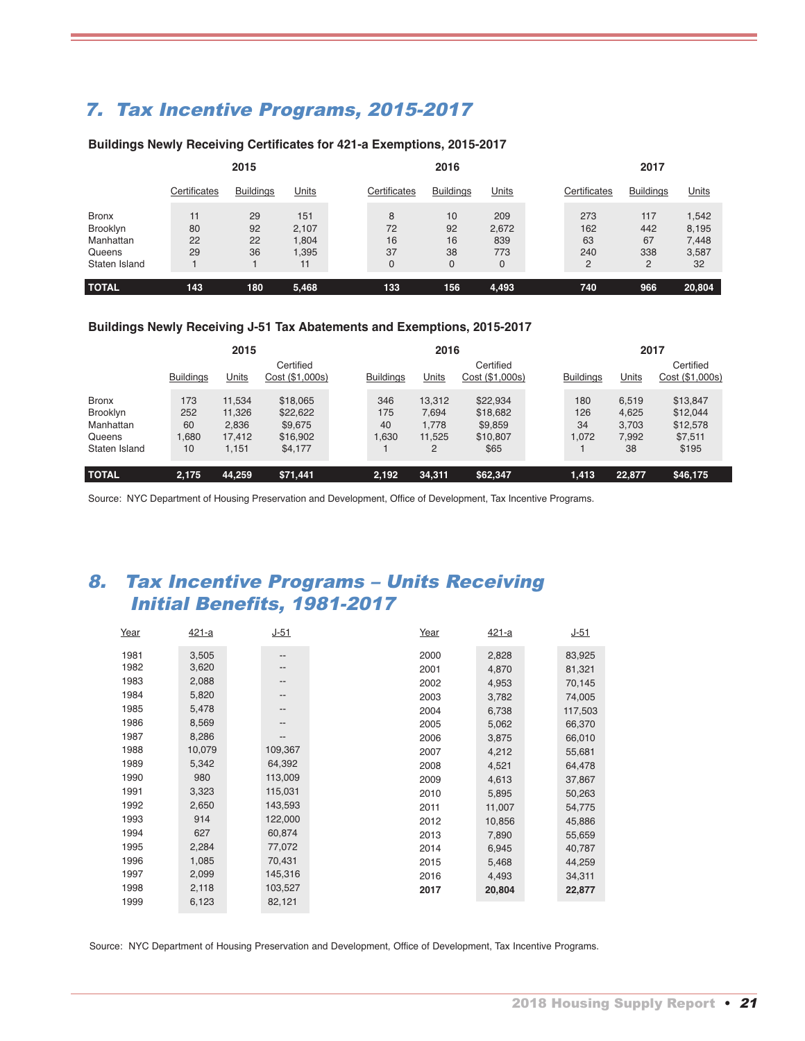## 7. Tax Incentive Programs, 2015-2017

### Buildings Newly Receiving Certificates for 421-a Exemptions, 2015-2017

| | 2015 | | | 2016 | | | 2017 | | |
|---|---|---|---|---|---|---|---|---|---|
| | Certificates | Buildings | Units | Certificates | Buildings | Units | Certificates | Buildings | Units |
| Bronx | 11 | 29 | 151 | 8 | 10 | 209 | 273 | 117 | 1,542 |
| Brooklyn | 80 | 92 | 2,107 | 72 | 92 | 2,672 | 162 | 442 | 8,195 |
| Manhattan | 22 | 22 | 1,804 | 16 | 16 | 839 | 63 | 67 | 7,448 |
| Queens | 29 | 36 | 1,395 | 37 | 38 | 773 | 240 | 338 | 3,587 |
| Staten Island | 1 | 1 | 11 | 0 | 0 | 0 | 2 | 2 | 32 |
| **TOTAL** | **143** | **180** | **5,468** | **133** | **156** | **4,493** | **740** | **966** | **20,804** |

### Buildings Newly Receiving J-51 Tax Abatements and Exemptions, 2015-2017

| | 2015 | | | 2016 | | | 2017 | | |
|---|---|---|---|---|---|---|---|---|---|
| | Buildings | Units | Certified Cost ($1,000s) | Buildings | Units | Certified Cost ($1,000s) | Buildings | Units | Certified Cost ($1,000s) |
| Bronx | 173 | 11,534 | $18,065 | 346 | 13,312 | $22,934 | 180 | 6,519 | $13,847 |
| Brooklyn | 252 | 11,326 | $22,622 | 175 | 7,694 | $18,682 | 126 | 4,625 | $12,044 |
| Manhattan | 60 | 2,836 | $9,675 | 40 | 1,778 | $9,859 | 34 | 3,703 | $12,578 |
| Queens | 1,680 | 17,412 | $16,902 | 1,630 | 11,525 | $10,807 | 1,072 | 7,992 | $7,511 |
| Staten Island | 10 | 1,151 | $4,177 | 1 | 2 | $65 | 1 | 38 | $195 |
| **TOTAL** | **2,175** | **44,259** | **$71,441** | **2,192** | **34,311** | **$62,347** | **1,413** | **22,877** | **$46,175** |

Source: NYC Department of Housing Preservation and Development, Office of Development, Tax Incentive Programs.

## 8. Tax Incentive Programs – Units Receiving Initial Benefits, 1981-2017

| Year | 421-a | J-51 |
|---|---|---|
| 1981 | 3,505 | -- |
| 1982 | 3,620 | -- |
| 1983 | 2,088 | -- |
| 1984 | 5,820 | -- |
| 1985 | 5,478 | -- |
| 1986 | 8,569 | -- |
| 1987 | 8,286 | -- |
| 1988 | 10,079 | 109,367 |
| 1989 | 5,342 | 64,392 |
| 1990 | 980 | 113,009 |
| 1991 | 3,323 | 115,031 |
| 1992 | 2,650 | 143,593 |
| 1993 | 914 | 122,000 |
| 1994 | 627 | 60,874 |
| 1995 | 2,284 | 77,072 |
| 1996 | 1,085 | 70,431 |
| 1997 | 2,099 | 145,316 |
| 1998 | 2,118 | 103,527 |
| 1999 | 6,123 | 82,121 |
| 2000 | 2,828 | 83,925 |
| 2001 | 4,870 | 81,321 |
| 2002 | 4,953 | 70,145 |
| 2003 | 3,782 | 74,005 |
| 2004 | 6,738 | 117,503 |
| 2005 | 5,062 | 66,370 |
| 2006 | 3,875 | 66,010 |
| 2007 | 4,212 | 55,681 |
| 2008 | 4,521 | 64,478 |
| 2009 | 4,613 | 37,867 |
| 2010 | 5,895 | 50,263 |
| 2011 | 11,007 | 54,775 |
| 2012 | 10,856 | 45,886 |
| 2013 | 7,890 | 55,659 |
| 2014 | 6,945 | 40,787 |
| 2015 | 5,468 | 44,259 |
| 2016 | 4,493 | 34,311 |
| **2017** | **20,804** | **22,877** |

Source: NYC Department of Housing Preservation and Development, Office of Development, Tax Incentive Programs.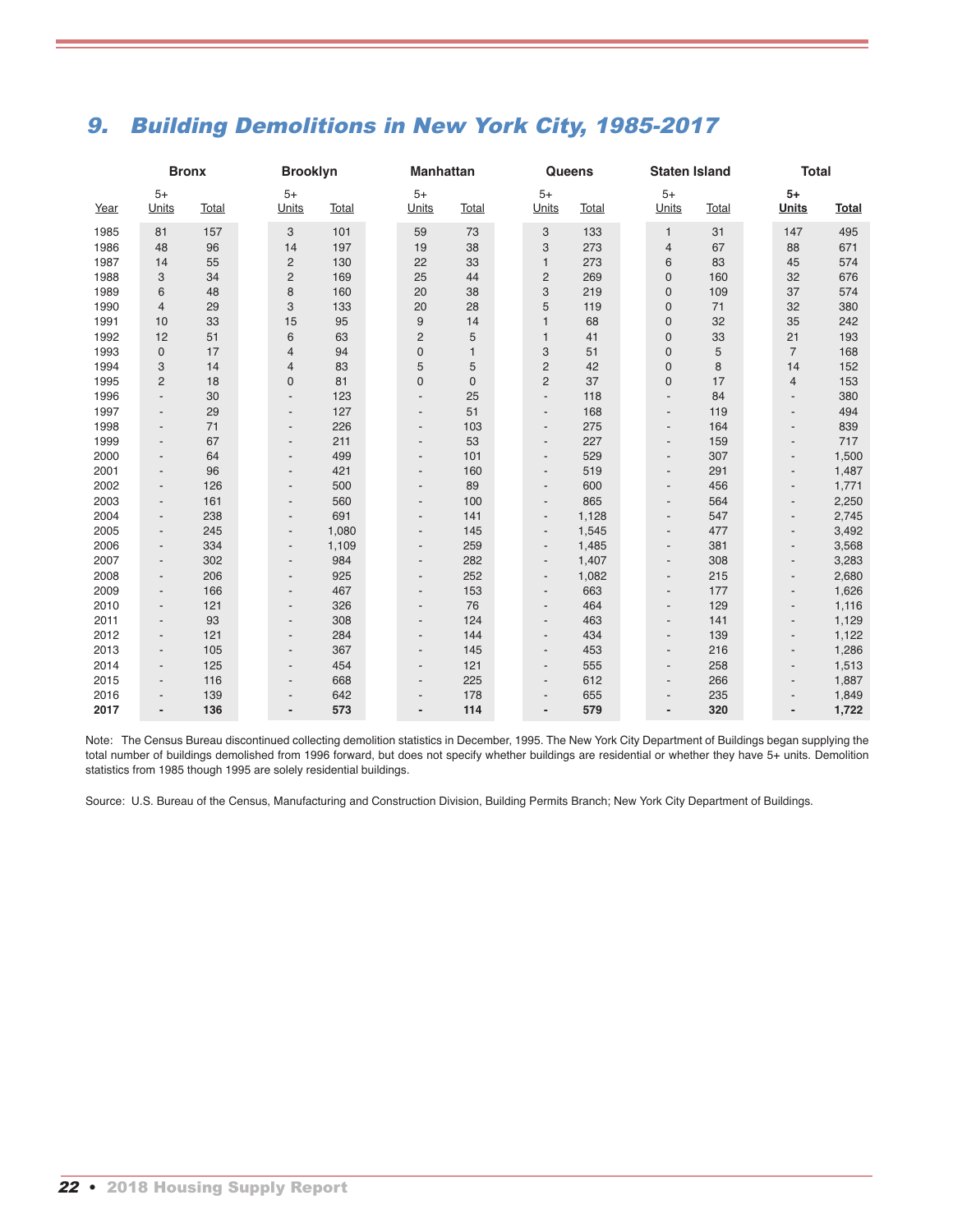## 9. Building Demolitions in New York City, 1985-2017

| | Bronx | | Brooklyn | | Manhattan | | Queens | | Staten Island | | Total | |
|---|---|---|---|---|---|---|---|---|---|---|---|---|
| Year | 5+ Units | Total | 5+ Units | Total | 5+ Units | Total | 5+ Units | Total | 5+ Units | Total | **5+ Units** | **Total** |
| 1985 | 81 | 157 | 3 | 101 | 59 | 73 | 3 | 133 | 1 | 31 | 147 | 495 |
| 1986 | 48 | 96 | 14 | 197 | 19 | 38 | 3 | 273 | 4 | 67 | 88 | 671 |
| 1987 | 14 | 55 | 2 | 130 | 22 | 33 | 1 | 273 | 6 | 83 | 45 | 574 |
| 1988 | 3 | 34 | 2 | 169 | 25 | 44 | 2 | 269 | 0 | 160 | 32 | 676 |
| 1989 | 6 | 48 | 8 | 160 | 20 | 38 | 3 | 219 | 0 | 109 | 37 | 574 |
| 1990 | 4 | 29 | 3 | 133 | 20 | 28 | 5 | 119 | 0 | 71 | 32 | 380 |
| 1991 | 10 | 33 | 15 | 95 | 9 | 14 | 1 | 68 | 0 | 32 | 35 | 242 |
| 1992 | 12 | 51 | 6 | 63 | 2 | 5 | 1 | 41 | 0 | 33 | 21 | 193 |
| 1993 | 0 | 17 | 4 | 94 | 0 | 1 | 3 | 51 | 0 | 5 | 7 | 168 |
| 1994 | 3 | 14 | 4 | 83 | 5 | 5 | 2 | 42 | 0 | 8 | 14 | 152 |
| 1995 | 2 | 18 | 0 | 81 | 0 | 0 | 2 | 37 | 0 | 17 | 4 | 153 |
| 1996 | - | 30 | - | 123 | - | 25 | - | 118 | - | 84 | - | 380 |
| 1997 | - | 29 | - | 127 | - | 51 | - | 168 | - | 119 | - | 494 |
| 1998 | - | 71 | - | 226 | - | 103 | - | 275 | - | 164 | - | 839 |
| 1999 | - | 67 | - | 211 | - | 53 | - | 227 | - | 159 | - | 717 |
| 2000 | - | 64 | - | 499 | - | 101 | - | 529 | - | 307 | - | 1,500 |
| 2001 | - | 96 | - | 421 | - | 160 | - | 519 | - | 291 | - | 1,487 |
| 2002 | - | 126 | - | 500 | - | 89 | - | 600 | - | 456 | - | 1,771 |
| 2003 | - | 161 | - | 560 | - | 100 | - | 865 | - | 564 | - | 2,250 |
| 2004 | - | 238 | - | 691 | - | 141 | - | 1,128 | - | 547 | - | 2,745 |
| 2005 | - | 245 | - | 1,080 | - | 145 | - | 1,545 | - | 477 | - | 3,492 |
| 2006 | - | 334 | - | 1,109 | - | 259 | - | 1,485 | - | 381 | - | 3,568 |
| 2007 | - | 302 | - | 984 | - | 282 | - | 1,407 | - | 308 | - | 3,283 |
| 2008 | - | 206 | - | 925 | - | 252 | - | 1,082 | - | 215 | - | 2,680 |
| 2009 | - | 166 | - | 467 | - | 153 | - | 663 | - | 177 | - | 1,626 |
| 2010 | - | 121 | - | 326 | - | 76 | - | 464 | - | 129 | - | 1,116 |
| 2011 | - | 93 | - | 308 | - | 124 | - | 463 | - | 141 | - | 1,129 |
| 2012 | - | 121 | - | 284 | - | 144 | - | 434 | - | 139 | - | 1,122 |
| 2013 | - | 105 | - | 367 | - | 145 | - | 453 | - | 216 | - | 1,286 |
| 2014 | - | 125 | - | 454 | - | 121 | - | 555 | - | 258 | - | 1,513 |
| 2015 | - | 116 | - | 668 | - | 225 | - | 612 | - | 266 | - | 1,887 |
| 2016 | - | 139 | - | 642 | - | 178 | - | 655 | - | 235 | - | 1,849 |
| **2017** | **-** | **136** | **-** | **573** | **-** | **114** | **-** | **579** | **-** | **320** | **-** | **1,722** |

Note: The Census Bureau discontinued collecting demolition statistics in December, 1995. The New York City Department of Buildings began supplying the total number of buildings demolished from 1996 forward, but does not specify whether buildings are residential or whether they have 5+ units. Demolition statistics from 1985 though 1995 are solely residential buildings.

Source: U.S. Bureau of the Census, Manufacturing and Construction Division, Building Permits Branch; New York City Department of Buildings.